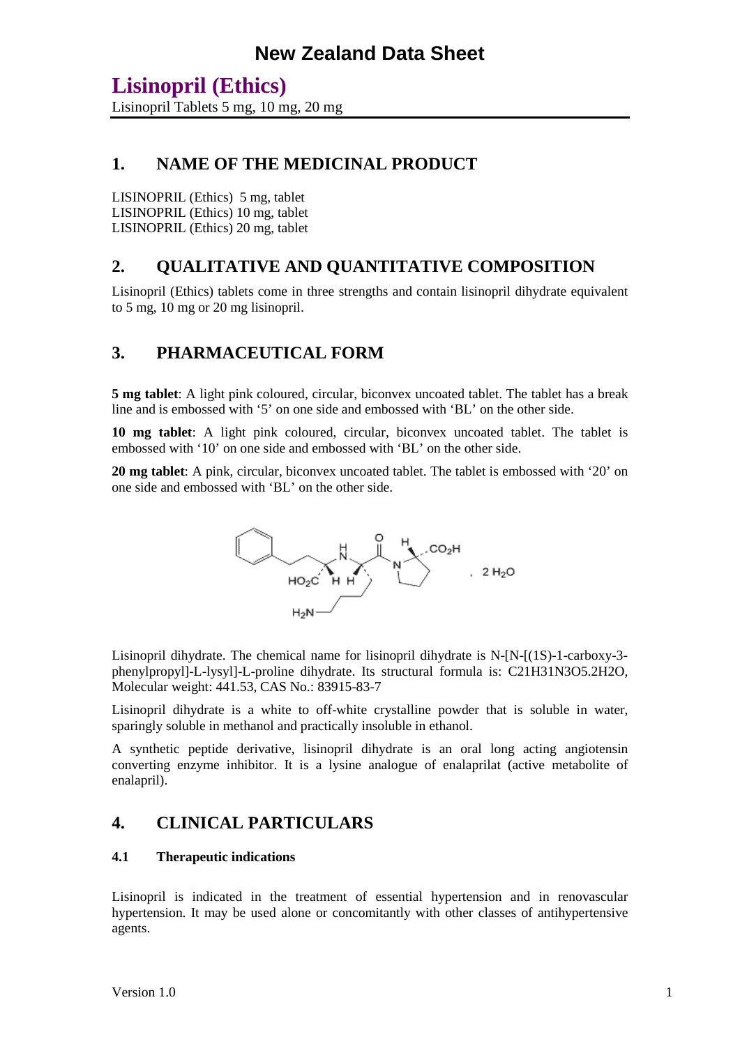# New Zealand Data Sheet

## Lisinopril (Ethics)

Lisinopril Tablets 5 mg, 10 mg, 20 mg

## 1. NAME OF THE MEDICINAL PRODUCT

LISINOPRIL (Ethics) 5 mg, tablet
LISINOPRIL (Ethics) 10 mg, tablet
LISINOPRIL (Ethics) 20 mg, tablet

## 2. QUALITATIVE AND QUANTITATIVE COMPOSITION

Lisinopril (Ethics) tablets come in three strengths and contain lisinopril dihydrate equivalent to 5 mg, 10 mg or 20 mg lisinopril.

## 3. PHARMACEUTICAL FORM

**5 mg tablet**: A light pink coloured, circular, biconvex uncoated tablet. The tablet has a break line and is embossed with '5' on one side and embossed with 'BL' on the other side.

**10 mg tablet**: A light pink coloured, circular, biconvex uncoated tablet. The tablet is embossed with '10' on one side and embossed with 'BL' on the other side.

**20 mg tablet**: A pink, circular, biconvex uncoated tablet. The tablet is embossed with '20' on one side and embossed with 'BL' on the other side.

Lisinopril dihydrate. The chemical name for lisinopril dihydrate is N-[N-[(1S)-1-carboxy-3-phenylpropyl]-L-lysyl]-L-proline dihydrate. Its structural formula is: $C_{21}H_{31}N_3O_5.2H_2O$, Molecular weight: 441.53, CAS No.: 83915-83-7

Lisinopril dihydrate is a white to off-white crystalline powder that is soluble in water, sparingly soluble in methanol and practically insoluble in ethanol.

A synthetic peptide derivative, lisinopril dihydrate is an oral long acting angiotensin converting enzyme inhibitor. It is a lysine analogue of enalaprilat (active metabolite of enalapril).

## 4. CLINICAL PARTICULARS

### 4.1 Therapeutic indications

Lisinopril is indicated in the treatment of essential hypertension and in renovascular hypertension. It may be used alone or concomitantly with other classes of antihypertensive agents.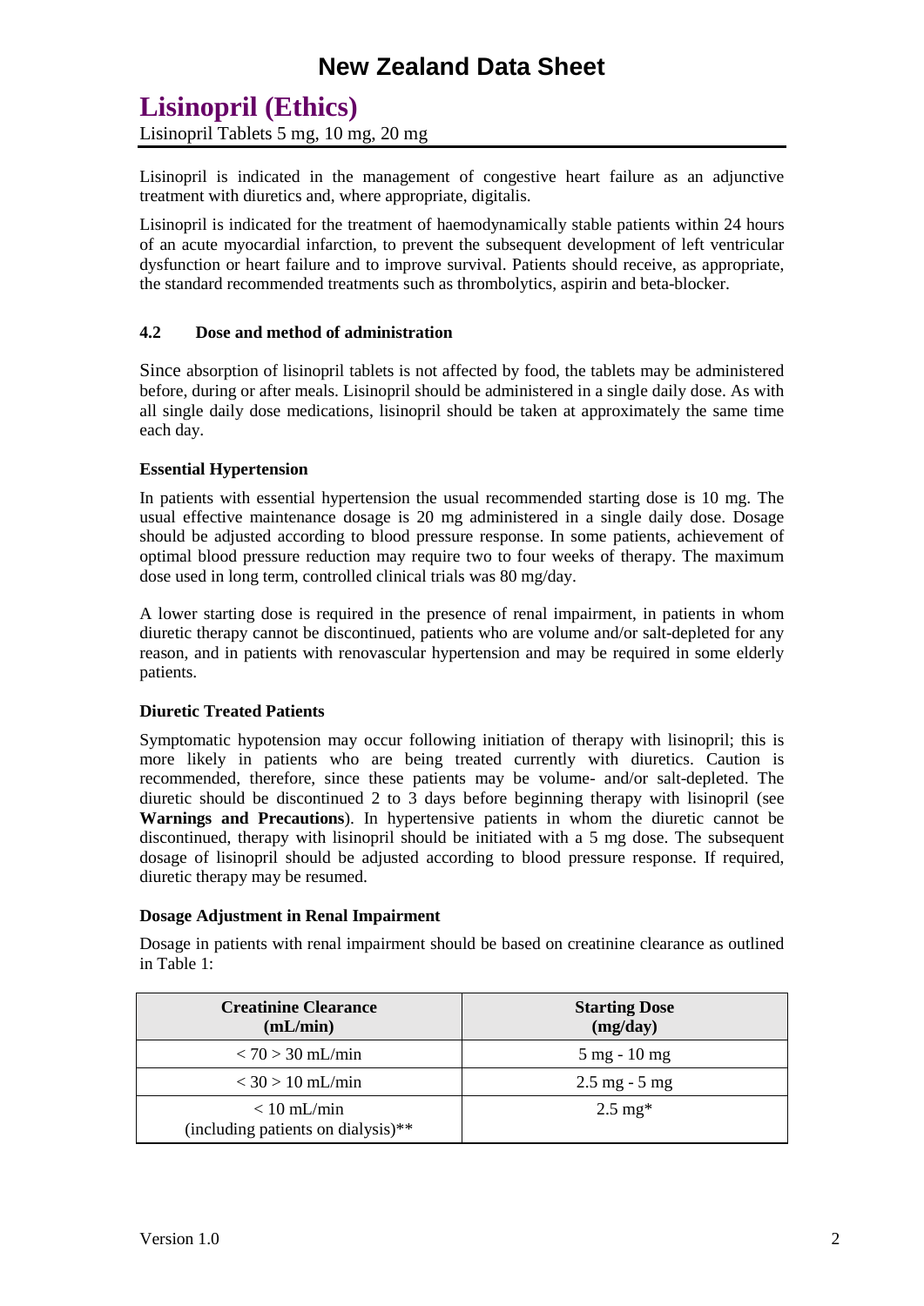Lisinopril is indicated in the management of congestive heart failure as an adjunctive treatment with diuretics and, where appropriate, digitalis.

Lisinopril is indicated for the treatment of haemodynamically stable patients within 24 hours of an acute myocardial infarction, to prevent the subsequent development of left ventricular dysfunction or heart failure and to improve survival. Patients should receive, as appropriate, the standard recommended treatments such as thrombolytics, aspirin and beta-blocker.

### 4.2 Dose and method of administration

Since absorption of lisinopril tablets is not affected by food, the tablets may be administered before, during or after meals. Lisinopril should be administered in a single daily dose. As with all single daily dose medications, lisinopril should be taken at approximately the same time each day.

**Essential Hypertension**

In patients with essential hypertension the usual recommended starting dose is 10 mg. The usual effective maintenance dosage is 20 mg administered in a single daily dose. Dosage should be adjusted according to blood pressure response. In some patients, achievement of optimal blood pressure reduction may require two to four weeks of therapy. The maximum dose used in long term, controlled clinical trials was 80 mg/day.

A lower starting dose is required in the presence of renal impairment, in patients in whom diuretic therapy cannot be discontinued, patients who are volume and/or salt-depleted for any reason, and in patients with renovascular hypertension and may be required in some elderly patients.

**Diuretic Treated Patients**

Symptomatic hypotension may occur following initiation of therapy with lisinopril; this is more likely in patients who are being treated currently with diuretics. Caution is recommended, therefore, since these patients may be volume- and/or salt-depleted. The diuretic should be discontinued 2 to 3 days before beginning therapy with lisinopril (see **Warnings and Precautions**). In hypertensive patients in whom the diuretic cannot be discontinued, therapy with lisinopril should be initiated with a 5 mg dose. The subsequent dosage of lisinopril should be adjusted according to blood pressure response. If required, diuretic therapy may be resumed.

**Dosage Adjustment in Renal Impairment**

Dosage in patients with renal impairment should be based on creatinine clearance as outlined in Table 1:

| Creatinine Clearance (mL/min) | Starting Dose (mg/day) |
|---|---|
| < 70 > 30 mL/min | 5 mg - 10 mg |
| < 30 > 10 mL/min | 2.5 mg - 5 mg |
| < 10 mL/min (including patients on dialysis)** | 2.5 mg* |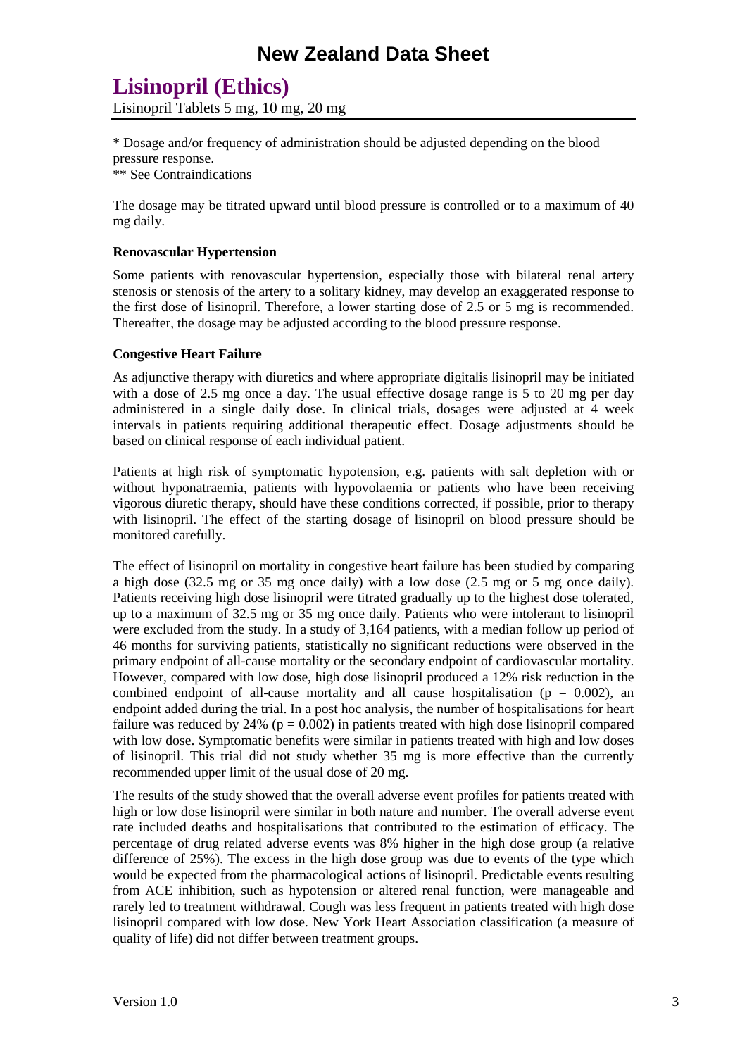\* Dosage and/or frequency of administration should be adjusted depending on the blood pressure response.
\*\* See Contraindications

The dosage may be titrated upward until blood pressure is controlled or to a maximum of 40 mg daily.

**Renovascular Hypertension**

Some patients with renovascular hypertension, especially those with bilateral renal artery stenosis or stenosis of the artery to a solitary kidney, may develop an exaggerated response to the first dose of lisinopril. Therefore, a lower starting dose of 2.5 or 5 mg is recommended. Thereafter, the dosage may be adjusted according to the blood pressure response.

**Congestive Heart Failure**

As adjunctive therapy with diuretics and where appropriate digitalis lisinopril may be initiated with a dose of 2.5 mg once a day. The usual effective dosage range is 5 to 20 mg per day administered in a single daily dose. In clinical trials, dosages were adjusted at 4 week intervals in patients requiring additional therapeutic effect. Dosage adjustments should be based on clinical response of each individual patient.

Patients at high risk of symptomatic hypotension, e.g. patients with salt depletion with or without hyponatraemia, patients with hypovolaemia or patients who have been receiving vigorous diuretic therapy, should have these conditions corrected, if possible, prior to therapy with lisinopril. The effect of the starting dosage of lisinopril on blood pressure should be monitored carefully.

The effect of lisinopril on mortality in congestive heart failure has been studied by comparing a high dose (32.5 mg or 35 mg once daily) with a low dose (2.5 mg or 5 mg once daily). Patients receiving high dose lisinopril were titrated gradually up to the highest dose tolerated, up to a maximum of 32.5 mg or 35 mg once daily. Patients who were intolerant to lisinopril were excluded from the study. In a study of 3,164 patients, with a median follow up period of 46 months for surviving patients, statistically no significant reductions were observed in the primary endpoint of all-cause mortality or the secondary endpoint of cardiovascular mortality. However, compared with low dose, high dose lisinopril produced a 12% risk reduction in the combined endpoint of all-cause mortality and all cause hospitalisation ($p = 0.002$), an endpoint added during the trial. In a post hoc analysis, the number of hospitalisations for heart failure was reduced by 24% ($p = 0.002$) in patients treated with high dose lisinopril compared with low dose. Symptomatic benefits were similar in patients treated with high and low doses of lisinopril. This trial did not study whether 35 mg is more effective than the currently recommended upper limit of the usual dose of 20 mg.

The results of the study showed that the overall adverse event profiles for patients treated with high or low dose lisinopril were similar in both nature and number. The overall adverse event rate included deaths and hospitalisations that contributed to the estimation of efficacy. The percentage of drug related adverse events was 8% higher in the high dose group (a relative difference of 25%). The excess in the high dose group was due to events of the type which would be expected from the pharmacological actions of lisinopril. Predictable events resulting from ACE inhibition, such as hypotension or altered renal function, were manageable and rarely led to treatment withdrawal. Cough was less frequent in patients treated with high dose lisinopril compared with low dose. New York Heart Association classification (a measure of quality of life) did not differ between treatment groups.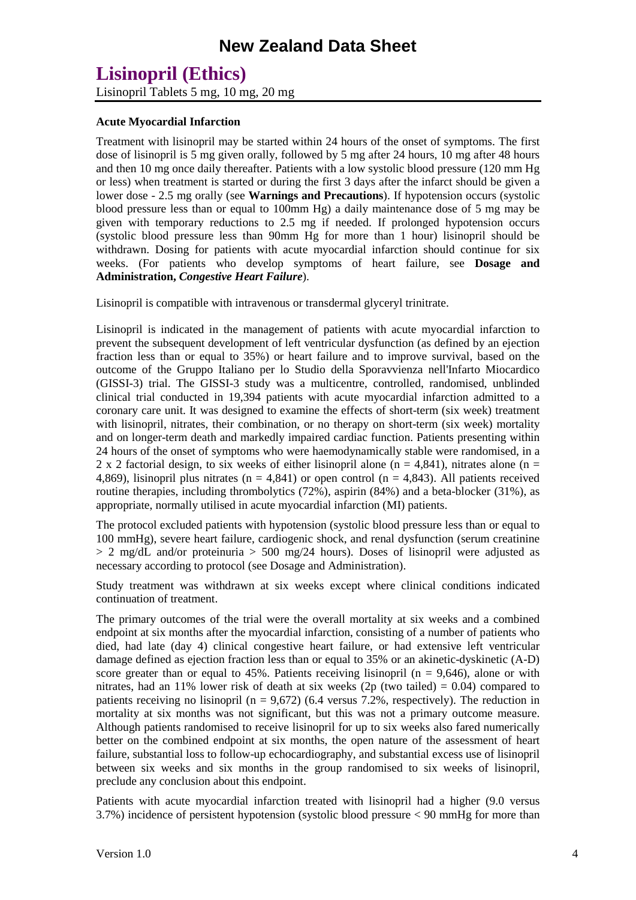#### Acute Myocardial Infarction

Treatment with lisinopril may be started within 24 hours of the onset of symptoms. The first dose of lisinopril is 5 mg given orally, followed by 5 mg after 24 hours, 10 mg after 48 hours and then 10 mg once daily thereafter. Patients with a low systolic blood pressure (120 mm Hg or less) when treatment is started or during the first 3 days after the infarct should be given a lower dose - 2.5 mg orally (see **Warnings and Precautions**). If hypotension occurs (systolic blood pressure less than or equal to 100mm Hg) a daily maintenance dose of 5 mg may be given with temporary reductions to 2.5 mg if needed. If prolonged hypotension occurs (systolic blood pressure less than 90mm Hg for more than 1 hour) lisinopril should be withdrawn. Dosing for patients with acute myocardial infarction should continue for six weeks. (For patients who develop symptoms of heart failure, see **Dosage and Administration,** ***Congestive Heart Failure***).

Lisinopril is compatible with intravenous or transdermal glyceryl trinitrate.

Lisinopril is indicated in the management of patients with acute myocardial infarction to prevent the subsequent development of left ventricular dysfunction (as defined by an ejection fraction less than or equal to 35%) or heart failure and to improve survival, based on the outcome of the Gruppo Italiano per lo Studio della Sporavvienza nell'Infarto Miocardico (GISSI-3) trial. The GISSI-3 study was a multicentre, controlled, randomised, unblinded clinical trial conducted in 19,394 patients with acute myocardial infarction admitted to a coronary care unit. It was designed to examine the effects of short-term (six week) treatment with lisinopril, nitrates, their combination, or no therapy on short-term (six week) mortality and on longer-term death and markedly impaired cardiac function. Patients presenting within 24 hours of the onset of symptoms who were haemodynamically stable were randomised, in a 2 x 2 factorial design, to six weeks of either lisinopril alone (n = 4,841), nitrates alone (n = 4,869), lisinopril plus nitrates (n = 4,841) or open control (n = 4,843). All patients received routine therapies, including thrombolytics (72%), aspirin (84%) and a beta-blocker (31%), as appropriate, normally utilised in acute myocardial infarction (MI) patients.

The protocol excluded patients with hypotension (systolic blood pressure less than or equal to 100 mmHg), severe heart failure, cardiogenic shock, and renal dysfunction (serum creatinine > 2 mg/dL and/or proteinuria > 500 mg/24 hours). Doses of lisinopril were adjusted as necessary according to protocol (see Dosage and Administration).

Study treatment was withdrawn at six weeks except where clinical conditions indicated continuation of treatment.

The primary outcomes of the trial were the overall mortality at six weeks and a combined endpoint at six months after the myocardial infarction, consisting of a number of patients who died, had late (day 4) clinical congestive heart failure, or had extensive left ventricular damage defined as ejection fraction less than or equal to 35% or an akinetic-dyskinetic (A-D) score greater than or equal to 45%. Patients receiving lisinopril (n = 9,646), alone or with nitrates, had an 11% lower risk of death at six weeks (2p (two tailed) = 0.04) compared to patients receiving no lisinopril (n = 9,672) (6.4 versus 7.2%, respectively). The reduction in mortality at six months was not significant, but this was not a primary outcome measure. Although patients randomised to receive lisinopril for up to six weeks also fared numerically better on the combined endpoint at six months, the open nature of the assessment of heart failure, substantial loss to follow-up echocardiography, and substantial excess use of lisinopril between six weeks and six months in the group randomised to six weeks of lisinopril, preclude any conclusion about this endpoint.

Patients with acute myocardial infarction treated with lisinopril had a higher (9.0 versus 3.7%) incidence of persistent hypotension (systolic blood pressure < 90 mmHg for more than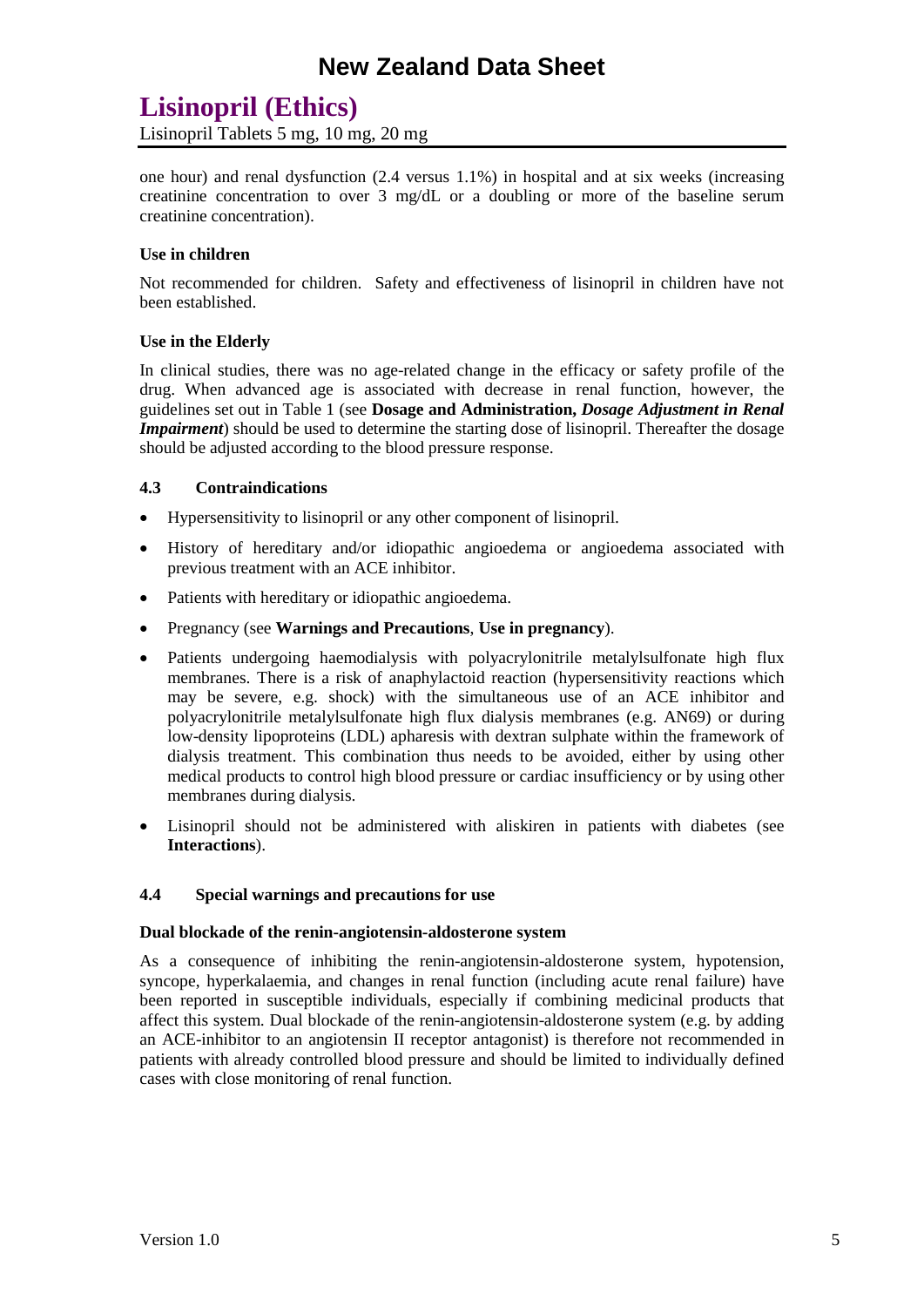one hour) and renal dysfunction (2.4 versus 1.1%) in hospital and at six weeks (increasing creatinine concentration to over 3 mg/dL or a doubling or more of the baseline serum creatinine concentration).

**Use in children**

Not recommended for children. Safety and effectiveness of lisinopril in children have not been established.

**Use in the Elderly**

In clinical studies, there was no age-related change in the efficacy or safety profile of the drug. When advanced age is associated with decrease in renal function, however, the guidelines set out in Table 1 (see **Dosage and Administration, *Dosage Adjustment in Renal Impairment***) should be used to determine the starting dose of lisinopril. Thereafter the dosage should be adjusted according to the blood pressure response.

## 4.3 Contraindications

- Hypersensitivity to lisinopril or any other component of lisinopril.
- History of hereditary and/or idiopathic angioedema or angioedema associated with previous treatment with an ACE inhibitor.
- Patients with hereditary or idiopathic angioedema.
- Pregnancy (see **Warnings and Precautions**, **Use in pregnancy**).
- Patients undergoing haemodialysis with polyacrylonitrile metalylsulfonate high flux membranes. There is a risk of anaphylactoid reaction (hypersensitivity reactions which may be severe, e.g. shock) with the simultaneous use of an ACE inhibitor and polyacrylonitrile metalylsulfonate high flux dialysis membranes (e.g. AN69) or during low-density lipoproteins (LDL) apharesis with dextran sulphate within the framework of dialysis treatment. This combination thus needs to be avoided, either by using other medical products to control high blood pressure or cardiac insufficiency or by using other membranes during dialysis.
- Lisinopril should not be administered with aliskiren in patients with diabetes (see **Interactions**).

## 4.4 Special warnings and precautions for use

**Dual blockade of the renin-angiotensin-aldosterone system**

As a consequence of inhibiting the renin-angiotensin-aldosterone system, hypotension, syncope, hyperkalaemia, and changes in renal function (including acute renal failure) have been reported in susceptible individuals, especially if combining medicinal products that affect this system. Dual blockade of the renin-angiotensin-aldosterone system (e.g. by adding an ACE-inhibitor to an angiotensin II receptor antagonist) is therefore not recommended in patients with already controlled blood pressure and should be limited to individually defined cases with close monitoring of renal function.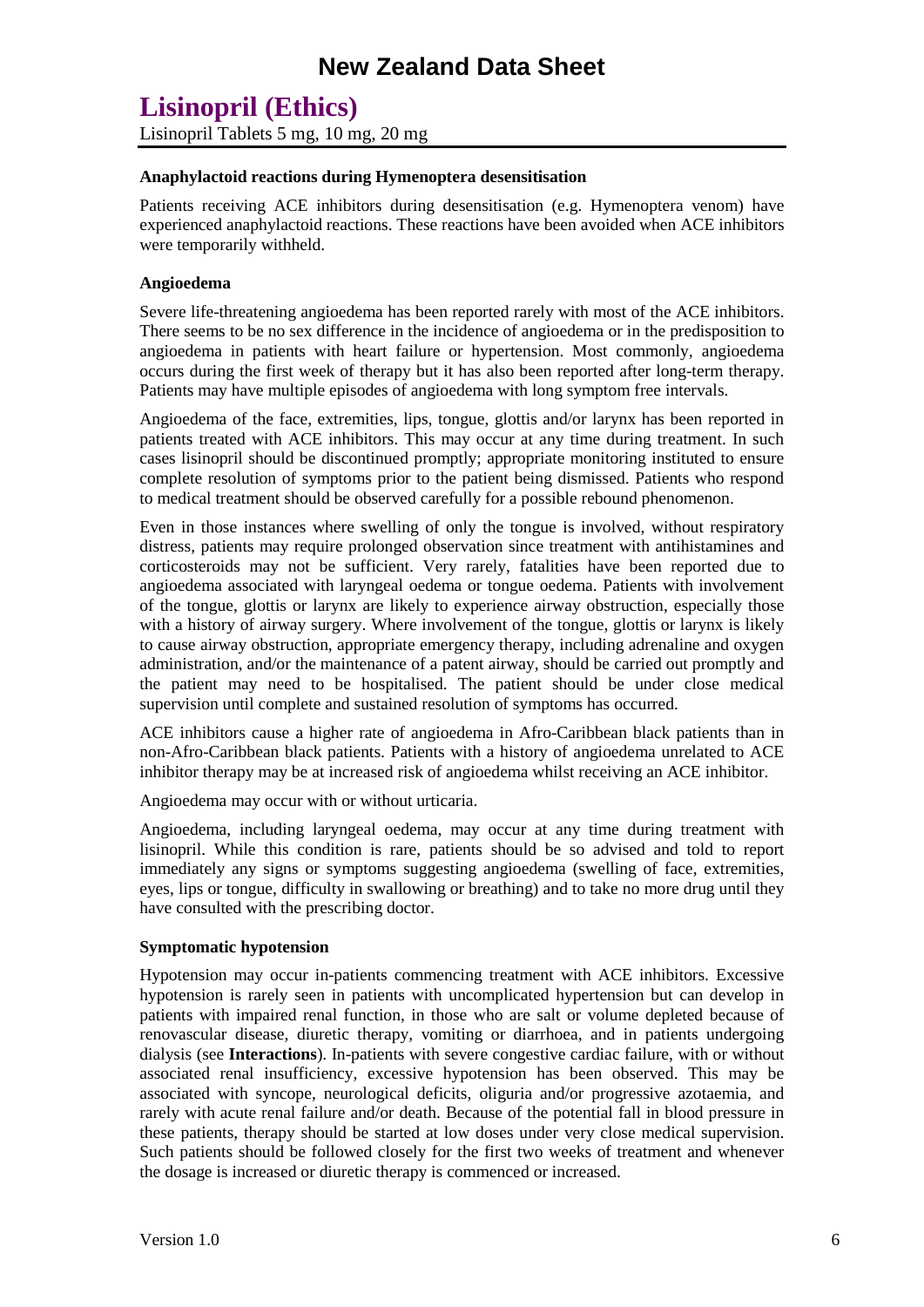**Anaphylactoid reactions during Hymenoptera desensitisation**

Patients receiving ACE inhibitors during desensitisation (e.g. Hymenoptera venom) have experienced anaphylactoid reactions. These reactions have been avoided when ACE inhibitors were temporarily withheld.

**Angioedema**

Severe life-threatening angioedema has been reported rarely with most of the ACE inhibitors. There seems to be no sex difference in the incidence of angioedema or in the predisposition to angioedema in patients with heart failure or hypertension. Most commonly, angioedema occurs during the first week of therapy but it has also been reported after long-term therapy. Patients may have multiple episodes of angioedema with long symptom free intervals.

Angioedema of the face, extremities, lips, tongue, glottis and/or larynx has been reported in patients treated with ACE inhibitors. This may occur at any time during treatment. In such cases lisinopril should be discontinued promptly; appropriate monitoring instituted to ensure complete resolution of symptoms prior to the patient being dismissed. Patients who respond to medical treatment should be observed carefully for a possible rebound phenomenon.

Even in those instances where swelling of only the tongue is involved, without respiratory distress, patients may require prolonged observation since treatment with antihistamines and corticosteroids may not be sufficient. Very rarely, fatalities have been reported due to angioedema associated with laryngeal oedema or tongue oedema. Patients with involvement of the tongue, glottis or larynx are likely to experience airway obstruction, especially those with a history of airway surgery. Where involvement of the tongue, glottis or larynx is likely to cause airway obstruction, appropriate emergency therapy, including adrenaline and oxygen administration, and/or the maintenance of a patent airway, should be carried out promptly and the patient may need to be hospitalised. The patient should be under close medical supervision until complete and sustained resolution of symptoms has occurred.

ACE inhibitors cause a higher rate of angioedema in Afro-Caribbean black patients than in non-Afro-Caribbean black patients. Patients with a history of angioedema unrelated to ACE inhibitor therapy may be at increased risk of angioedema whilst receiving an ACE inhibitor.

Angioedema may occur with or without urticaria.

Angioedema, including laryngeal oedema, may occur at any time during treatment with lisinopril. While this condition is rare, patients should be so advised and told to report immediately any signs or symptoms suggesting angioedema (swelling of face, extremities, eyes, lips or tongue, difficulty in swallowing or breathing) and to take no more drug until they have consulted with the prescribing doctor.

**Symptomatic hypotension**

Hypotension may occur in-patients commencing treatment with ACE inhibitors. Excessive hypotension is rarely seen in patients with uncomplicated hypertension but can develop in patients with impaired renal function, in those who are salt or volume depleted because of renovascular disease, diuretic therapy, vomiting or diarrhoea, and in patients undergoing dialysis (see **Interactions**). In-patients with severe congestive cardiac failure, with or without associated renal insufficiency, excessive hypotension has been observed. This may be associated with syncope, neurological deficits, oliguria and/or progressive azotaemia, and rarely with acute renal failure and/or death. Because of the potential fall in blood pressure in these patients, therapy should be started at low doses under very close medical supervision. Such patients should be followed closely for the first two weeks of treatment and whenever the dosage is increased or diuretic therapy is commenced or increased.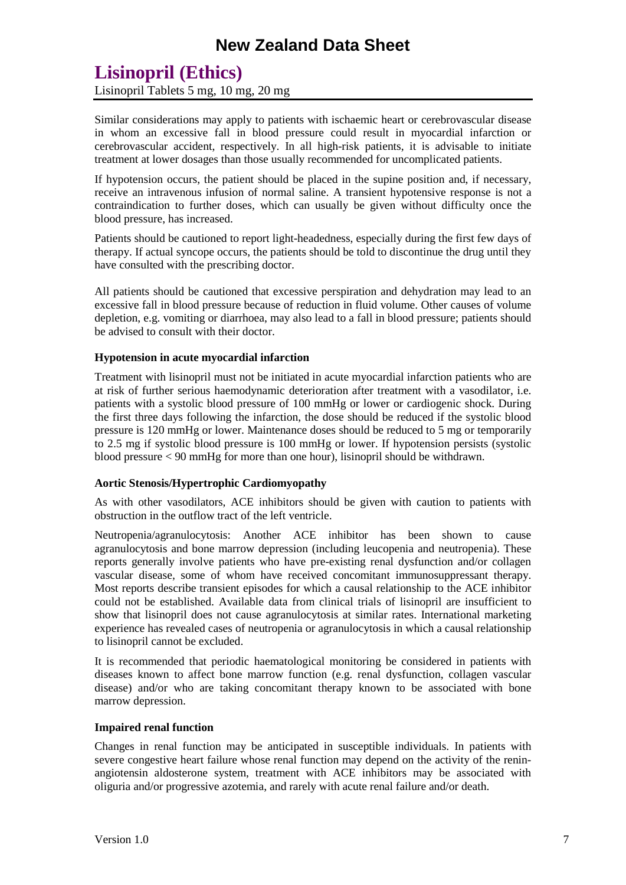Similar considerations may apply to patients with ischaemic heart or cerebrovascular disease in whom an excessive fall in blood pressure could result in myocardial infarction or cerebrovascular accident, respectively. In all high-risk patients, it is advisable to initiate treatment at lower dosages than those usually recommended for uncomplicated patients.

If hypotension occurs, the patient should be placed in the supine position and, if necessary, receive an intravenous infusion of normal saline. A transient hypotensive response is not a contraindication to further doses, which can usually be given without difficulty once the blood pressure, has increased.

Patients should be cautioned to report light-headedness, especially during the first few days of therapy. If actual syncope occurs, the patients should be told to discontinue the drug until they have consulted with the prescribing doctor.

All patients should be cautioned that excessive perspiration and dehydration may lead to an excessive fall in blood pressure because of reduction in fluid volume. Other causes of volume depletion, e.g. vomiting or diarrhoea, may also lead to a fall in blood pressure; patients should be advised to consult with their doctor.

**Hypotension in acute myocardial infarction**

Treatment with lisinopril must not be initiated in acute myocardial infarction patients who are at risk of further serious haemodynamic deterioration after treatment with a vasodilator, i.e. patients with a systolic blood pressure of 100 mmHg or lower or cardiogenic shock. During the first three days following the infarction, the dose should be reduced if the systolic blood pressure is 120 mmHg or lower. Maintenance doses should be reduced to 5 mg or temporarily to 2.5 mg if systolic blood pressure is 100 mmHg or lower. If hypotension persists (systolic blood pressure < 90 mmHg for more than one hour), lisinopril should be withdrawn.

**Aortic Stenosis/Hypertrophic Cardiomyopathy**

As with other vasodilators, ACE inhibitors should be given with caution to patients with obstruction in the outflow tract of the left ventricle.

Neutropenia/agranulocytosis: Another ACE inhibitor has been shown to cause agranulocytosis and bone marrow depression (including leucopenia and neutropenia). These reports generally involve patients who have pre-existing renal dysfunction and/or collagen vascular disease, some of whom have received concomitant immunosuppressant therapy. Most reports describe transient episodes for which a causal relationship to the ACE inhibitor could not be established. Available data from clinical trials of lisinopril are insufficient to show that lisinopril does not cause agranulocytosis at similar rates. International marketing experience has revealed cases of neutropenia or agranulocytosis in which a causal relationship to lisinopril cannot be excluded.

It is recommended that periodic haematological monitoring be considered in patients with diseases known to affect bone marrow function (e.g. renal dysfunction, collagen vascular disease) and/or who are taking concomitant therapy known to be associated with bone marrow depression.

**Impaired renal function**

Changes in renal function may be anticipated in susceptible individuals. In patients with severe congestive heart failure whose renal function may depend on the activity of the renin-angiotensin aldosterone system, treatment with ACE inhibitors may be associated with oliguria and/or progressive azotemia, and rarely with acute renal failure and/or death.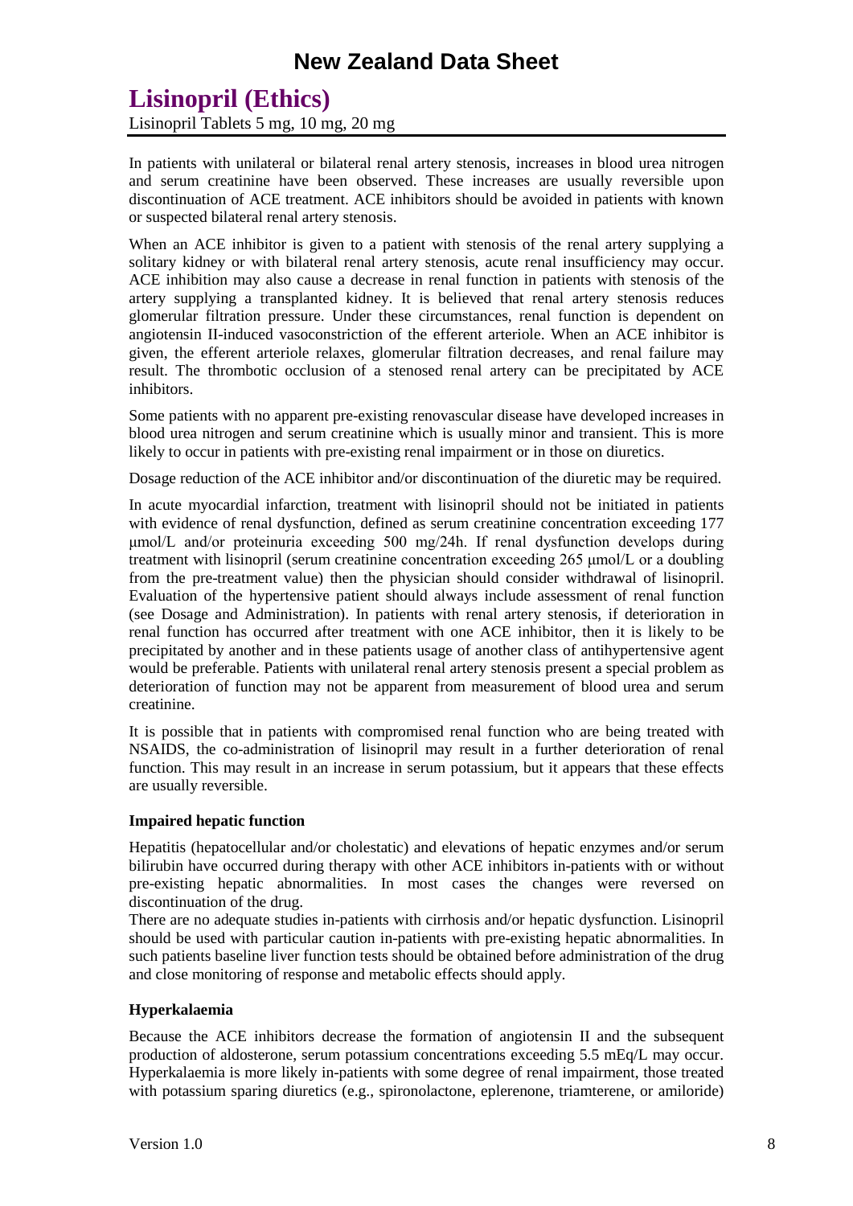In patients with unilateral or bilateral renal artery stenosis, increases in blood urea nitrogen and serum creatinine have been observed. These increases are usually reversible upon discontinuation of ACE treatment. ACE inhibitors should be avoided in patients with known or suspected bilateral renal artery stenosis.

When an ACE inhibitor is given to a patient with stenosis of the renal artery supplying a solitary kidney or with bilateral renal artery stenosis, acute renal insufficiency may occur. ACE inhibition may also cause a decrease in renal function in patients with stenosis of the artery supplying a transplanted kidney. It is believed that renal artery stenosis reduces glomerular filtration pressure. Under these circumstances, renal function is dependent on angiotensin II-induced vasoconstriction of the efferent arteriole. When an ACE inhibitor is given, the efferent arteriole relaxes, glomerular filtration decreases, and renal failure may result. The thrombotic occlusion of a stenosed renal artery can be precipitated by ACE inhibitors.

Some patients with no apparent pre-existing renovascular disease have developed increases in blood urea nitrogen and serum creatinine which is usually minor and transient. This is more likely to occur in patients with pre-existing renal impairment or in those on diuretics.

Dosage reduction of the ACE inhibitor and/or discontinuation of the diuretic may be required.

In acute myocardial infarction, treatment with lisinopril should not be initiated in patients with evidence of renal dysfunction, defined as serum creatinine concentration exceeding 177 μmol/L and/or proteinuria exceeding 500 mg/24h. If renal dysfunction develops during treatment with lisinopril (serum creatinine concentration exceeding 265 μmol/L or a doubling from the pre-treatment value) then the physician should consider withdrawal of lisinopril. Evaluation of the hypertensive patient should always include assessment of renal function (see Dosage and Administration). In patients with renal artery stenosis, if deterioration in renal function has occurred after treatment with one ACE inhibitor, then it is likely to be precipitated by another and in these patients usage of another class of antihypertensive agent would be preferable. Patients with unilateral renal artery stenosis present a special problem as deterioration of function may not be apparent from measurement of blood urea and serum creatinine.

It is possible that in patients with compromised renal function who are being treated with NSAIDS, the co-administration of lisinopril may result in a further deterioration of renal function. This may result in an increase in serum potassium, but it appears that these effects are usually reversible.

**Impaired hepatic function**

Hepatitis (hepatocellular and/or cholestatic) and elevations of hepatic enzymes and/or serum bilirubin have occurred during therapy with other ACE inhibitors in-patients with or without pre-existing hepatic abnormalities. In most cases the changes were reversed on discontinuation of the drug.
There are no adequate studies in-patients with cirrhosis and/or hepatic dysfunction. Lisinopril should be used with particular caution in-patients with pre-existing hepatic abnormalities. In such patients baseline liver function tests should be obtained before administration of the drug and close monitoring of response and metabolic effects should apply.

**Hyperkalaemia**

Because the ACE inhibitors decrease the formation of angiotensin II and the subsequent production of aldosterone, serum potassium concentrations exceeding 5.5 mEq/L may occur. Hyperkalaemia is more likely in-patients with some degree of renal impairment, those treated with potassium sparing diuretics (e.g., spironolactone, eplerenone, triamterene, or amiloride)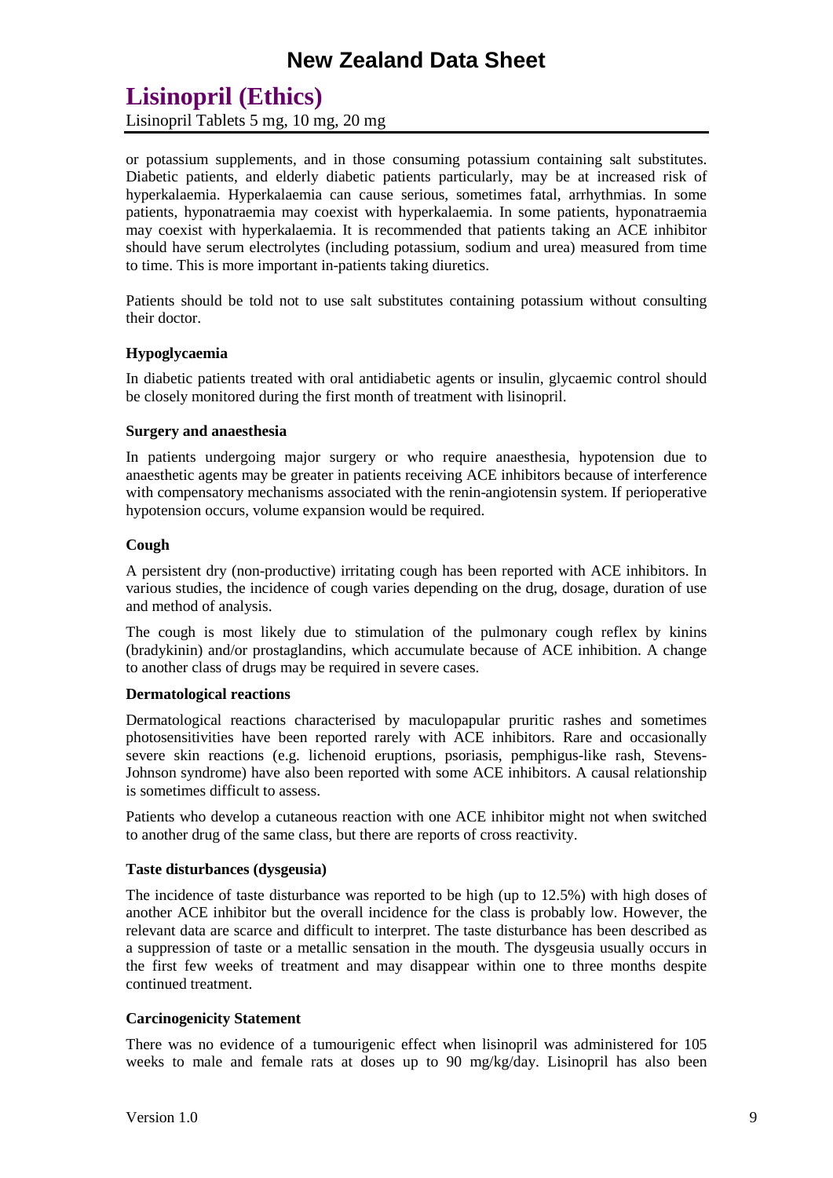or potassium supplements, and in those consuming potassium containing salt substitutes. Diabetic patients, and elderly diabetic patients particularly, may be at increased risk of hyperkalaemia. Hyperkalaemia can cause serious, sometimes fatal, arrhythmias. In some patients, hyponatraemia may coexist with hyperkalaemia. In some patients, hyponatraemia may coexist with hyperkalaemia. It is recommended that patients taking an ACE inhibitor should have serum electrolytes (including potassium, sodium and urea) measured from time to time. This is more important in-patients taking diuretics.

Patients should be told not to use salt substitutes containing potassium without consulting their doctor.

**Hypoglycaemia**

In diabetic patients treated with oral antidiabetic agents or insulin, glycaemic control should be closely monitored during the first month of treatment with lisinopril.

**Surgery and anaesthesia**

In patients undergoing major surgery or who require anaesthesia, hypotension due to anaesthetic agents may be greater in patients receiving ACE inhibitors because of interference with compensatory mechanisms associated with the renin-angiotensin system. If perioperative hypotension occurs, volume expansion would be required.

**Cough**

A persistent dry (non-productive) irritating cough has been reported with ACE inhibitors. In various studies, the incidence of cough varies depending on the drug, dosage, duration of use and method of analysis.

The cough is most likely due to stimulation of the pulmonary cough reflex by kinins (bradykinin) and/or prostaglandins, which accumulate because of ACE inhibition. A change to another class of drugs may be required in severe cases.

**Dermatological reactions**

Dermatological reactions characterised by maculopapular pruritic rashes and sometimes photosensitivities have been reported rarely with ACE inhibitors. Rare and occasionally severe skin reactions (e.g. lichenoid eruptions, psoriasis, pemphigus-like rash, Stevens-Johnson syndrome) have also been reported with some ACE inhibitors. A causal relationship is sometimes difficult to assess.

Patients who develop a cutaneous reaction with one ACE inhibitor might not when switched to another drug of the same class, but there are reports of cross reactivity.

**Taste disturbances (dysgeusia)**

The incidence of taste disturbance was reported to be high (up to 12.5%) with high doses of another ACE inhibitor but the overall incidence for the class is probably low. However, the relevant data are scarce and difficult to interpret. The taste disturbance has been described as a suppression of taste or a metallic sensation in the mouth. The dysgeusia usually occurs in the first few weeks of treatment and may disappear within one to three months despite continued treatment.

**Carcinogenicity Statement**

There was no evidence of a tumourigenic effect when lisinopril was administered for 105 weeks to male and female rats at doses up to 90 mg/kg/day. Lisinopril has also been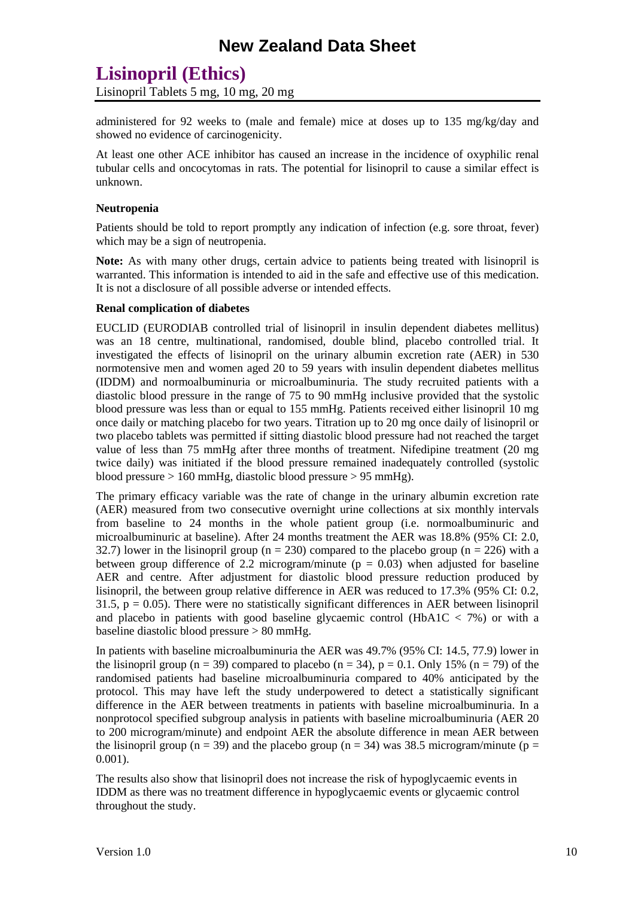administered for 92 weeks to (male and female) mice at doses up to 135 mg/kg/day and showed no evidence of carcinogenicity.

At least one other ACE inhibitor has caused an increase in the incidence of oxyphilic renal tubular cells and oncocytomas in rats. The potential for lisinopril to cause a similar effect is unknown.

**Neutropenia**

Patients should be told to report promptly any indication of infection (e.g. sore throat, fever) which may be a sign of neutropenia.

**Note:** As with many other drugs, certain advice to patients being treated with lisinopril is warranted. This information is intended to aid in the safe and effective use of this medication. It is not a disclosure of all possible adverse or intended effects.

**Renal complication of diabetes**

EUCLID (EURODIAB controlled trial of lisinopril in insulin dependent diabetes mellitus) was an 18 centre, multinational, randomised, double blind, placebo controlled trial. It investigated the effects of lisinopril on the urinary albumin excretion rate (AER) in 530 normotensive men and women aged 20 to 59 years with insulin dependent diabetes mellitus (IDDM) and normoalbuminuria or microalbuminuria. The study recruited patients with a diastolic blood pressure in the range of 75 to 90 mmHg inclusive provided that the systolic blood pressure was less than or equal to 155 mmHg. Patients received either lisinopril 10 mg once daily or matching placebo for two years. Titration up to 20 mg once daily of lisinopril or two placebo tablets was permitted if sitting diastolic blood pressure had not reached the target value of less than 75 mmHg after three months of treatment. Nifedipine treatment (20 mg twice daily) was initiated if the blood pressure remained inadequately controlled (systolic blood pressure > 160 mmHg, diastolic blood pressure > 95 mmHg).

The primary efficacy variable was the rate of change in the urinary albumin excretion rate (AER) measured from two consecutive overnight urine collections at six monthly intervals from baseline to 24 months in the whole patient group (i.e. normoalbuminuric and microalbuminuric at baseline). After 24 months treatment the AER was 18.8% (95% CI: 2.0, 32.7) lower in the lisinopril group ($n = 230$) compared to the placebo group ($n = 226$) with a between group difference of 2.2 microgram/minute ($p = 0.03$) when adjusted for baseline AER and centre. After adjustment for diastolic blood pressure reduction produced by lisinopril, the between group relative difference in AER was reduced to 17.3% (95% CI: 0.2, 31.5, $p = 0.05$). There were no statistically significant differences in AER between lisinopril and placebo in patients with good baseline glycaemic control (HbA1C < 7%) or with a baseline diastolic blood pressure > 80 mmHg.

In patients with baseline microalbuminuria the AER was 49.7% (95% CI: 14.5, 77.9) lower in the lisinopril group ($n = 39$) compared to placebo ($n = 34$), $p = 0.1$. Only 15% ($n = 79$) of the randomised patients had baseline microalbuminuria compared to 40% anticipated by the protocol. This may have left the study underpowered to detect a statistically significant difference in the AER between treatments in patients with baseline microalbuminuria. In a nonprotocol specified subgroup analysis in patients with baseline microalbuminuria (AER 20 to 200 microgram/minute) and endpoint AER the absolute difference in mean AER between the lisinopril group ($n = 39$) and the placebo group ($n = 34$) was 38.5 microgram/minute ($p = 0.001$).

The results also show that lisinopril does not increase the risk of hypoglycaemic events in IDDM as there was no treatment difference in hypoglycaemic events or glycaemic control throughout the study.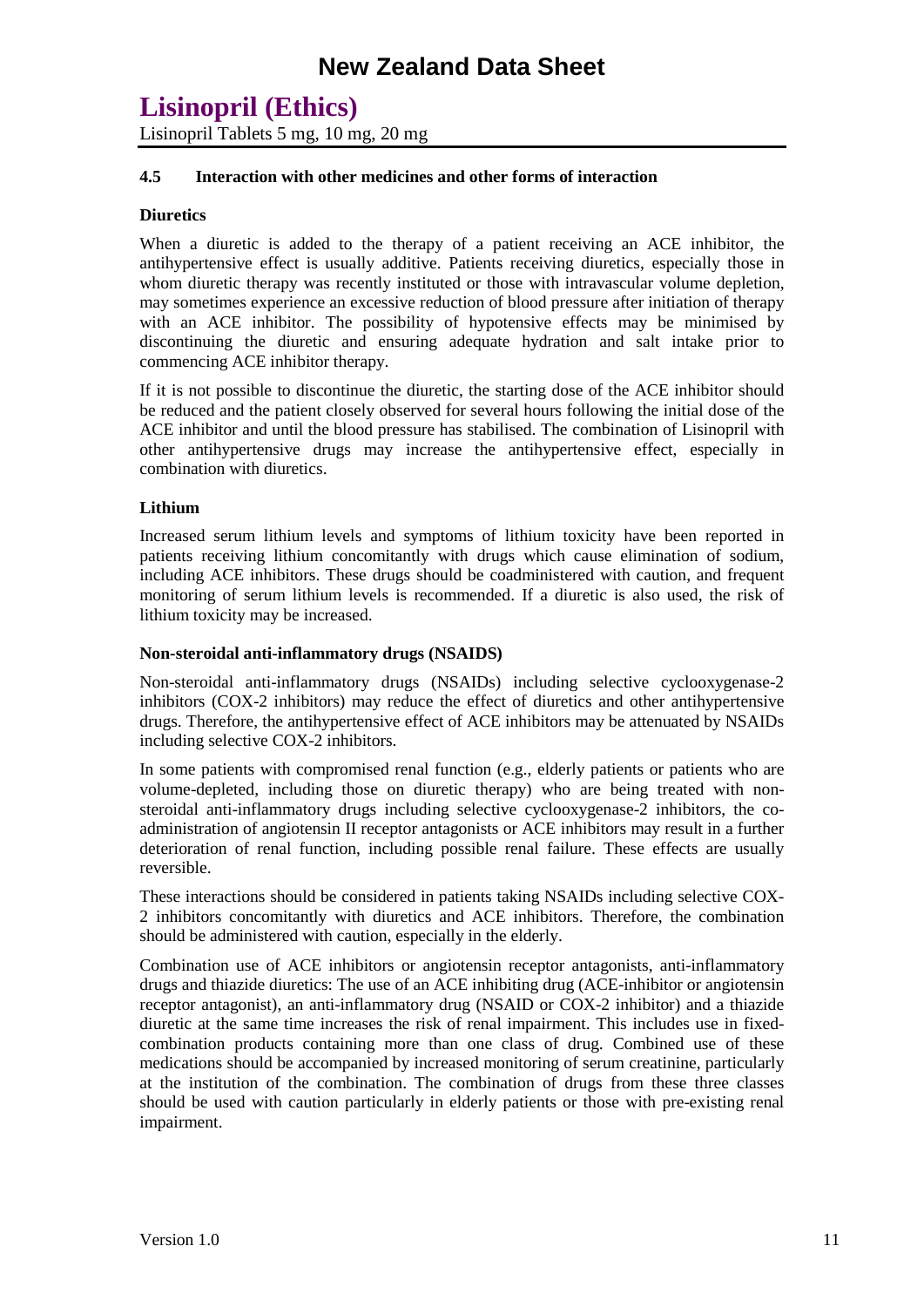#### 4.5 Interaction with other medicines and other forms of interaction

**Diuretics**

When a diuretic is added to the therapy of a patient receiving an ACE inhibitor, the antihypertensive effect is usually additive. Patients receiving diuretics, especially those in whom diuretic therapy was recently instituted or those with intravascular volume depletion, may sometimes experience an excessive reduction of blood pressure after initiation of therapy with an ACE inhibitor. The possibility of hypotensive effects may be minimised by discontinuing the diuretic and ensuring adequate hydration and salt intake prior to commencing ACE inhibitor therapy.

If it is not possible to discontinue the diuretic, the starting dose of the ACE inhibitor should be reduced and the patient closely observed for several hours following the initial dose of the ACE inhibitor and until the blood pressure has stabilised. The combination of Lisinopril with other antihypertensive drugs may increase the antihypertensive effect, especially in combination with diuretics.

**Lithium**

Increased serum lithium levels and symptoms of lithium toxicity have been reported in patients receiving lithium concomitantly with drugs which cause elimination of sodium, including ACE inhibitors. These drugs should be coadministered with caution, and frequent monitoring of serum lithium levels is recommended. If a diuretic is also used, the risk of lithium toxicity may be increased.

**Non-steroidal anti-inflammatory drugs (NSAIDS)**

Non-steroidal anti-inflammatory drugs (NSAIDs) including selective cyclooxygenase-2 inhibitors (COX-2 inhibitors) may reduce the effect of diuretics and other antihypertensive drugs. Therefore, the antihypertensive effect of ACE inhibitors may be attenuated by NSAIDs including selective COX-2 inhibitors.

In some patients with compromised renal function (e.g., elderly patients or patients who are volume-depleted, including those on diuretic therapy) who are being treated with non-steroidal anti-inflammatory drugs including selective cyclooxygenase-2 inhibitors, the co-administration of angiotensin II receptor antagonists or ACE inhibitors may result in a further deterioration of renal function, including possible renal failure. These effects are usually reversible.

These interactions should be considered in patients taking NSAIDs including selective COX-2 inhibitors concomitantly with diuretics and ACE inhibitors. Therefore, the combination should be administered with caution, especially in the elderly.

Combination use of ACE inhibitors or angiotensin receptor antagonists, anti-inflammatory drugs and thiazide diuretics: The use of an ACE inhibiting drug (ACE-inhibitor or angiotensin receptor antagonist), an anti-inflammatory drug (NSAID or COX-2 inhibitor) and a thiazide diuretic at the same time increases the risk of renal impairment. This includes use in fixed-combination products containing more than one class of drug. Combined use of these medications should be accompanied by increased monitoring of serum creatinine, particularly at the institution of the combination. The combination of drugs from these three classes should be used with caution particularly in elderly patients or those with pre-existing renal impairment.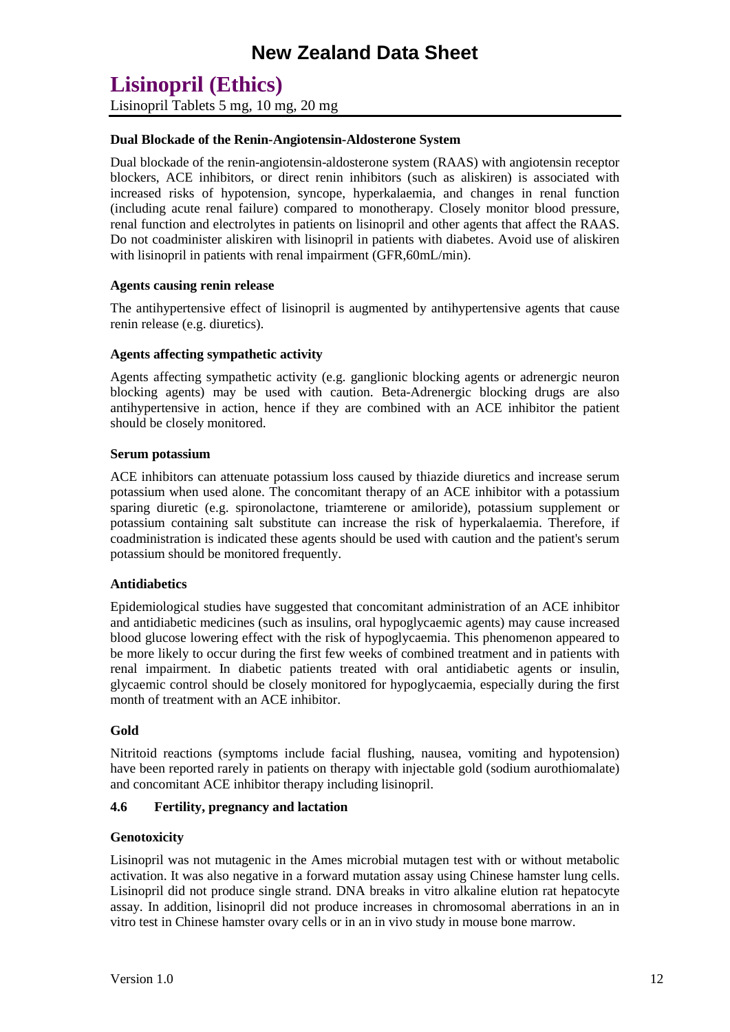**Dual Blockade of the Renin-Angiotensin-Aldosterone System**

Dual blockade of the renin-angiotensin-aldosterone system (RAAS) with angiotensin receptor blockers, ACE inhibitors, or direct renin inhibitors (such as aliskiren) is associated with increased risks of hypotension, syncope, hyperkalaemia, and changes in renal function (including acute renal failure) compared to monotherapy. Closely monitor blood pressure, renal function and electrolytes in patients on lisinopril and other agents that affect the RAAS. Do not coadminister aliskiren with lisinopril in patients with diabetes. Avoid use of aliskiren with lisinopril in patients with renal impairment (GFR,60mL/min).

**Agents causing renin release**

The antihypertensive effect of lisinopril is augmented by antihypertensive agents that cause renin release (e.g. diuretics).

**Agents affecting sympathetic activity**

Agents affecting sympathetic activity (e.g. ganglionic blocking agents or adrenergic neuron blocking agents) may be used with caution. Beta-Adrenergic blocking drugs are also antihypertensive in action, hence if they are combined with an ACE inhibitor the patient should be closely monitored.

**Serum potassium**

ACE inhibitors can attenuate potassium loss caused by thiazide diuretics and increase serum potassium when used alone. The concomitant therapy of an ACE inhibitor with a potassium sparing diuretic (e.g. spironolactone, triamterene or amiloride), potassium supplement or potassium containing salt substitute can increase the risk of hyperkalaemia. Therefore, if coadministration is indicated these agents should be used with caution and the patient's serum potassium should be monitored frequently.

**Antidiabetics**

Epidemiological studies have suggested that concomitant administration of an ACE inhibitor and antidiabetic medicines (such as insulins, oral hypoglycaemic agents) may cause increased blood glucose lowering effect with the risk of hypoglycaemia. This phenomenon appeared to be more likely to occur during the first few weeks of combined treatment and in patients with renal impairment. In diabetic patients treated with oral antidiabetic agents or insulin, glycaemic control should be closely monitored for hypoglycaemia, especially during the first month of treatment with an ACE inhibitor.

**Gold**

Nitritoid reactions (symptoms include facial flushing, nausea, vomiting and hypotension) have been reported rarely in patients on therapy with injectable gold (sodium aurothiomalate) and concomitant ACE inhibitor therapy including lisinopril.

### 4.6 Fertility, pregnancy and lactation

**Genotoxicity**

Lisinopril was not mutagenic in the Ames microbial mutagen test with or without metabolic activation. It was also negative in a forward mutation assay using Chinese hamster lung cells. Lisinopril did not produce single strand. DNA breaks in vitro alkaline elution rat hepatocyte assay. In addition, lisinopril did not produce increases in chromosomal aberrations in an in vitro test in Chinese hamster ovary cells or in an in vivo study in mouse bone marrow.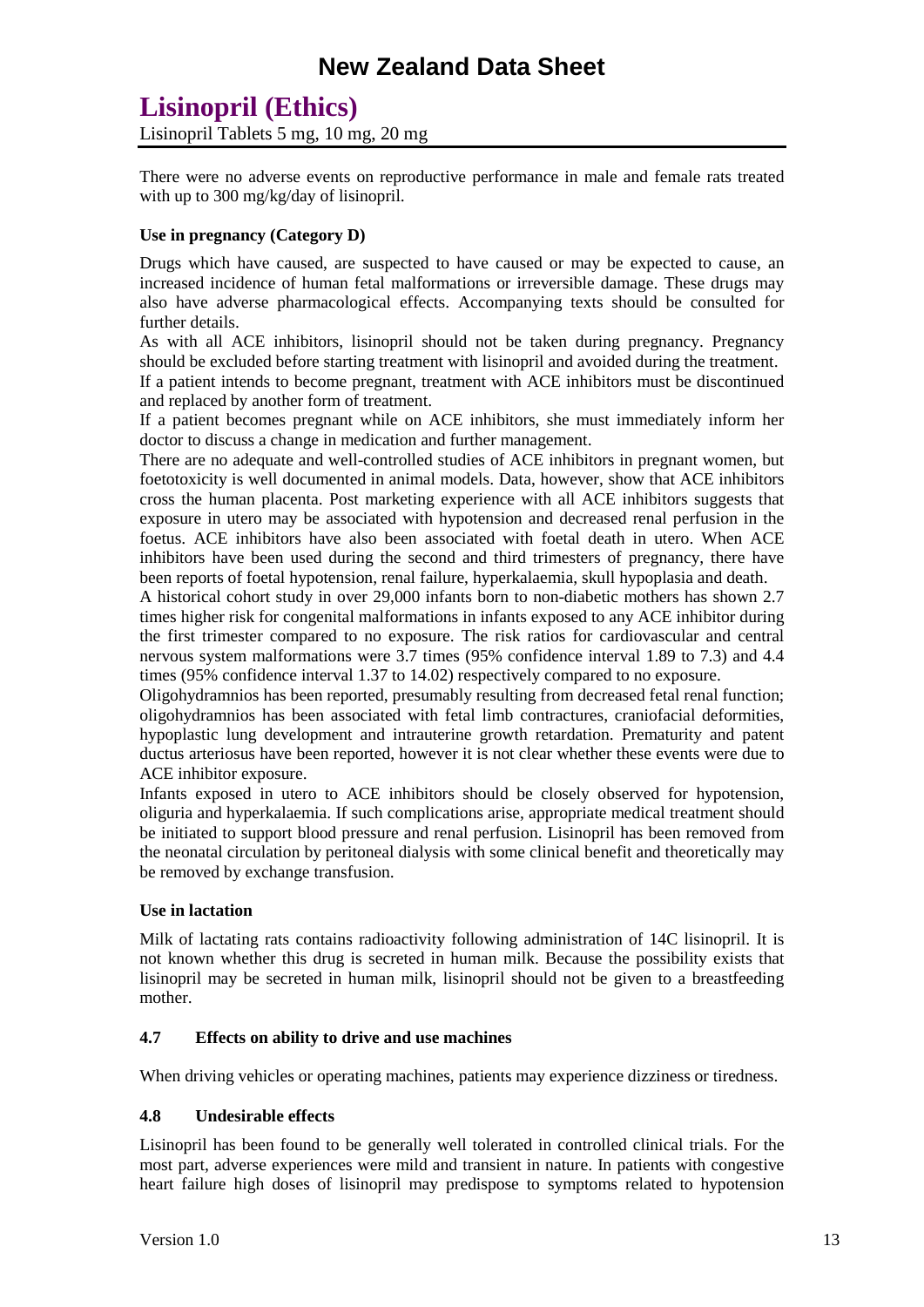There were no adverse events on reproductive performance in male and female rats treated with up to 300 mg/kg/day of lisinopril.

**Use in pregnancy (Category D)**

Drugs which have caused, are suspected to have caused or may be expected to cause, an increased incidence of human fetal malformations or irreversible damage. These drugs may also have adverse pharmacological effects. Accompanying texts should be consulted for further details.

As with all ACE inhibitors, lisinopril should not be taken during pregnancy. Pregnancy should be excluded before starting treatment with lisinopril and avoided during the treatment.

If a patient intends to become pregnant, treatment with ACE inhibitors must be discontinued and replaced by another form of treatment.

If a patient becomes pregnant while on ACE inhibitors, she must immediately inform her doctor to discuss a change in medication and further management.

There are no adequate and well-controlled studies of ACE inhibitors in pregnant women, but foetotoxicity is well documented in animal models. Data, however, show that ACE inhibitors cross the human placenta. Post marketing experience with all ACE inhibitors suggests that exposure in utero may be associated with hypotension and decreased renal perfusion in the foetus. ACE inhibitors have also been associated with foetal death in utero. When ACE inhibitors have been used during the second and third trimesters of pregnancy, there have been reports of foetal hypotension, renal failure, hyperkalaemia, skull hypoplasia and death.

A historical cohort study in over 29,000 infants born to non-diabetic mothers has shown 2.7 times higher risk for congenital malformations in infants exposed to any ACE inhibitor during the first trimester compared to no exposure. The risk ratios for cardiovascular and central nervous system malformations were 3.7 times (95% confidence interval 1.89 to 7.3) and 4.4 times (95% confidence interval 1.37 to 14.02) respectively compared to no exposure.

Oligohydramnios has been reported, presumably resulting from decreased fetal renal function; oligohydramnios has been associated with fetal limb contractures, craniofacial deformities, hypoplastic lung development and intrauterine growth retardation. Prematurity and patent ductus arteriosus have been reported, however it is not clear whether these events were due to ACE inhibitor exposure.

Infants exposed in utero to ACE inhibitors should be closely observed for hypotension, oliguria and hyperkalaemia. If such complications arise, appropriate medical treatment should be initiated to support blood pressure and renal perfusion. Lisinopril has been removed from the neonatal circulation by peritoneal dialysis with some clinical benefit and theoretically may be removed by exchange transfusion.

**Use in lactation**

Milk of lactating rats contains radioactivity following administration of 14C lisinopril. It is not known whether this drug is secreted in human milk. Because the possibility exists that lisinopril may be secreted in human milk, lisinopril should not be given to a breastfeeding mother.

### 4.7 Effects on ability to drive and use machines

When driving vehicles or operating machines, patients may experience dizziness or tiredness.

### 4.8 Undesirable effects

Lisinopril has been found to be generally well tolerated in controlled clinical trials. For the most part, adverse experiences were mild and transient in nature. In patients with congestive heart failure high doses of lisinopril may predispose to symptoms related to hypotension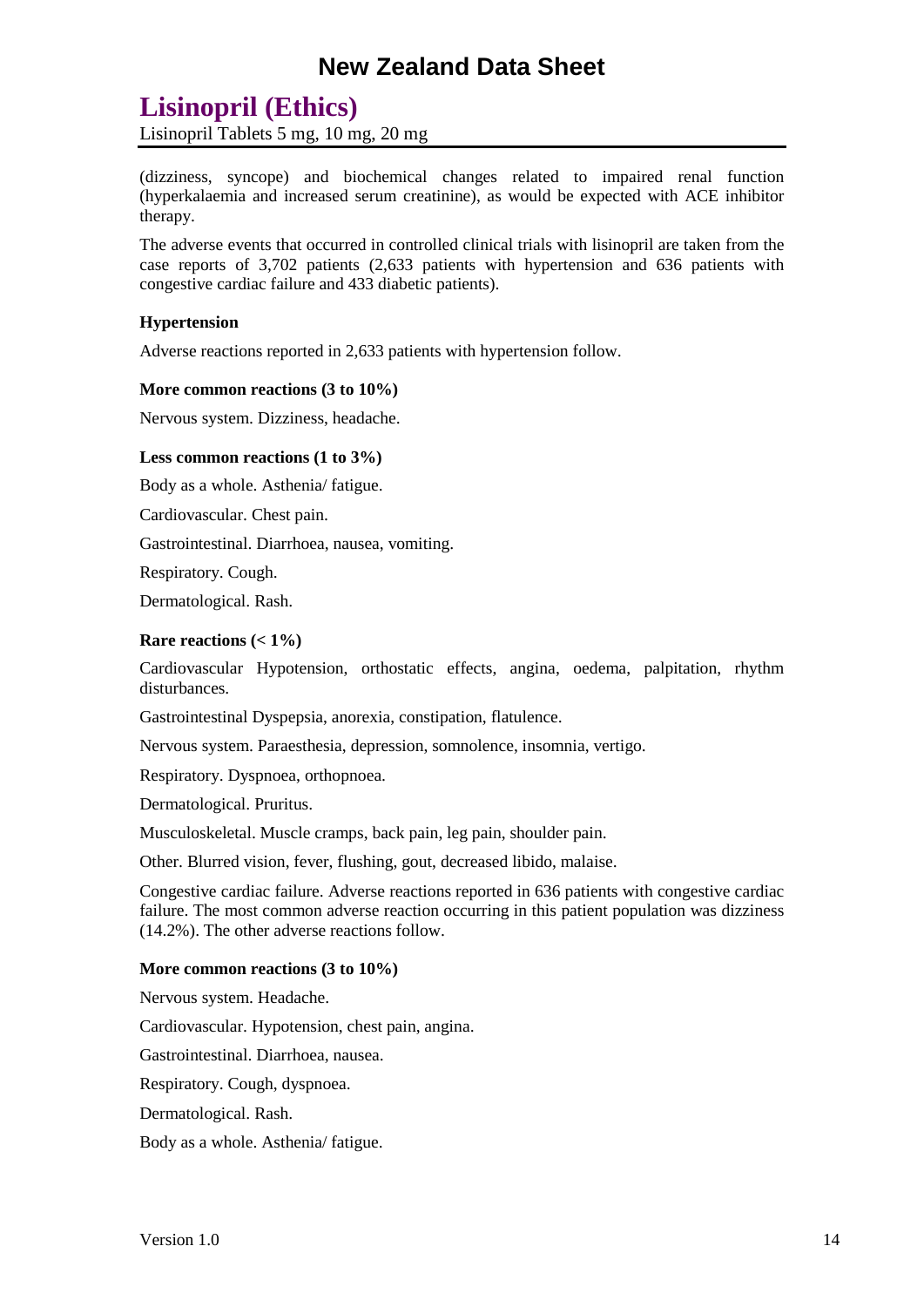(dizziness, syncope) and biochemical changes related to impaired renal function (hyperkalaemia and increased serum creatinine), as would be expected with ACE inhibitor therapy.

The adverse events that occurred in controlled clinical trials with lisinopril are taken from the case reports of 3,702 patients (2,633 patients with hypertension and 636 patients with congestive cardiac failure and 433 diabetic patients).

**Hypertension**

Adverse reactions reported in 2,633 patients with hypertension follow.

**More common reactions (3 to 10%)**

Nervous system. Dizziness, headache.

**Less common reactions (1 to 3%)**

Body as a whole. Asthenia/ fatigue.

Cardiovascular. Chest pain.

Gastrointestinal. Diarrhoea, nausea, vomiting.

Respiratory. Cough.

Dermatological. Rash.

**Rare reactions (< 1%)**

Cardiovascular Hypotension, orthostatic effects, angina, oedema, palpitation, rhythm disturbances.

Gastrointestinal Dyspepsia, anorexia, constipation, flatulence.

Nervous system. Paraesthesia, depression, somnolence, insomnia, vertigo.

Respiratory. Dyspnoea, orthopnoea.

Dermatological. Pruritus.

Musculoskeletal. Muscle cramps, back pain, leg pain, shoulder pain.

Other. Blurred vision, fever, flushing, gout, decreased libido, malaise.

Congestive cardiac failure. Adverse reactions reported in 636 patients with congestive cardiac failure. The most common adverse reaction occurring in this patient population was dizziness (14.2%). The other adverse reactions follow.

**More common reactions (3 to 10%)**

Nervous system. Headache.

Cardiovascular. Hypotension, chest pain, angina.

Gastrointestinal. Diarrhoea, nausea.

Respiratory. Cough, dyspnoea.

Dermatological. Rash.

Body as a whole. Asthenia/ fatigue.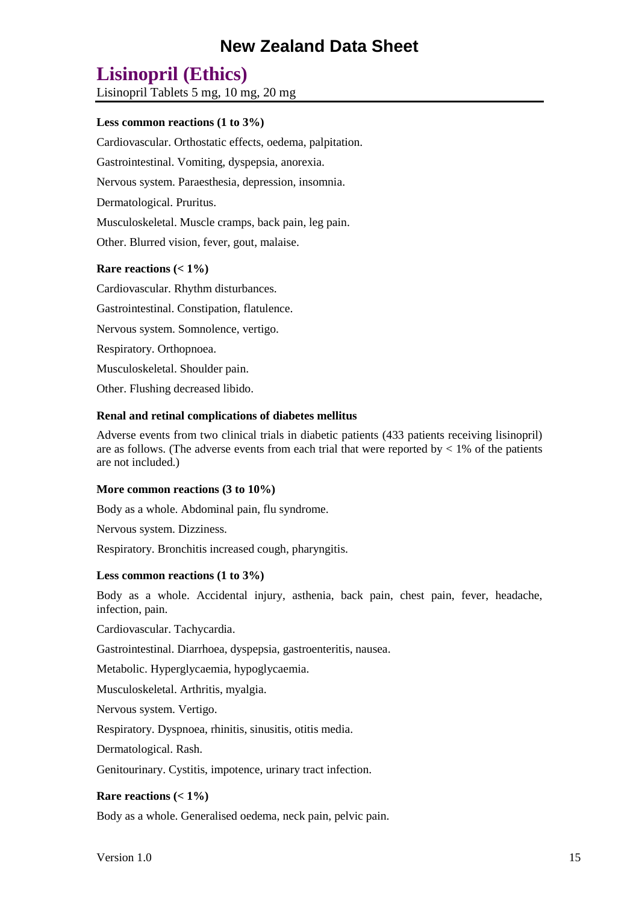**Less common reactions (1 to 3%)**

Cardiovascular. Orthostatic effects, oedema, palpitation.

Gastrointestinal. Vomiting, dyspepsia, anorexia.

Nervous system. Paraesthesia, depression, insomnia.

Dermatological. Pruritus.

Musculoskeletal. Muscle cramps, back pain, leg pain.

Other. Blurred vision, fever, gout, malaise.

**Rare reactions (< 1%)**

Cardiovascular. Rhythm disturbances.

Gastrointestinal. Constipation, flatulence.

Nervous system. Somnolence, vertigo.

Respiratory. Orthopnoea.

Musculoskeletal. Shoulder pain.

Other. Flushing decreased libido.

**Renal and retinal complications of diabetes mellitus**

Adverse events from two clinical trials in diabetic patients (433 patients receiving lisinopril) are as follows. (The adverse events from each trial that were reported by < 1% of the patients are not included.)

**More common reactions (3 to 10%)**

Body as a whole. Abdominal pain, flu syndrome.

Nervous system. Dizziness.

Respiratory. Bronchitis increased cough, pharyngitis.

**Less common reactions (1 to 3%)**

Body as a whole. Accidental injury, asthenia, back pain, chest pain, fever, headache, infection, pain.

Cardiovascular. Tachycardia.

Gastrointestinal. Diarrhoea, dyspepsia, gastroenteritis, nausea.

Metabolic. Hyperglycaemia, hypoglycaemia.

Musculoskeletal. Arthritis, myalgia.

Nervous system. Vertigo.

Respiratory. Dyspnoea, rhinitis, sinusitis, otitis media.

Dermatological. Rash.

Genitourinary. Cystitis, impotence, urinary tract infection.

**Rare reactions (< 1%)**

Body as a whole. Generalised oedema, neck pain, pelvic pain.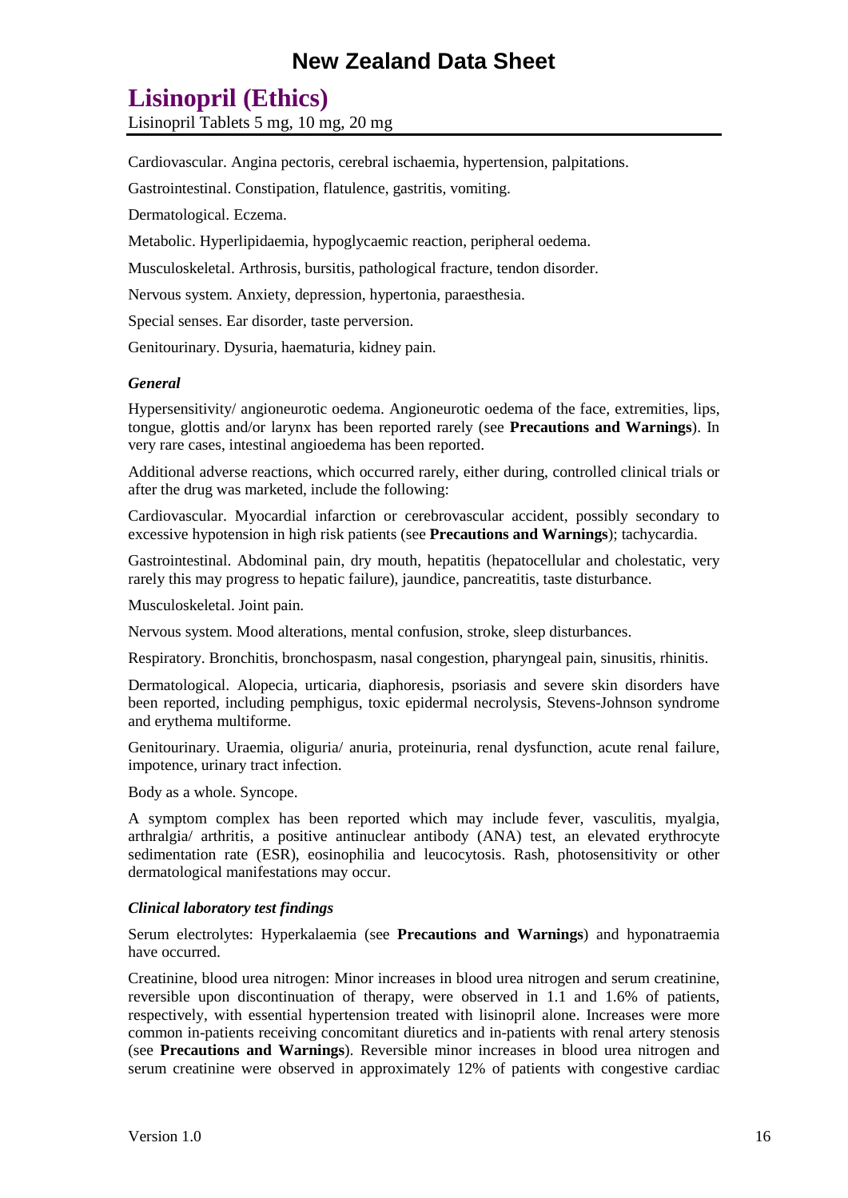Cardiovascular. Angina pectoris, cerebral ischaemia, hypertension, palpitations.

Gastrointestinal. Constipation, flatulence, gastritis, vomiting.

Dermatological. Eczema.

Metabolic. Hyperlipidaemia, hypoglycaemic reaction, peripheral oedema.

Musculoskeletal. Arthrosis, bursitis, pathological fracture, tendon disorder.

Nervous system. Anxiety, depression, hypertonia, paraesthesia.

Special senses. Ear disorder, taste perversion.

Genitourinary. Dysuria, haematuria, kidney pain.

#### *General*

Hypersensitivity/ angioneurotic oedema. Angioneurotic oedema of the face, extremities, lips, tongue, glottis and/or larynx has been reported rarely (see **Precautions and Warnings**). In very rare cases, intestinal angioedema has been reported.

Additional adverse reactions, which occurred rarely, either during, controlled clinical trials or after the drug was marketed, include the following:

Cardiovascular. Myocardial infarction or cerebrovascular accident, possibly secondary to excessive hypotension in high risk patients (see **Precautions and Warnings**); tachycardia.

Gastrointestinal. Abdominal pain, dry mouth, hepatitis (hepatocellular and cholestatic, very rarely this may progress to hepatic failure), jaundice, pancreatitis, taste disturbance.

Musculoskeletal. Joint pain.

Nervous system. Mood alterations, mental confusion, stroke, sleep disturbances.

Respiratory. Bronchitis, bronchospasm, nasal congestion, pharyngeal pain, sinusitis, rhinitis.

Dermatological. Alopecia, urticaria, diaphoresis, psoriasis and severe skin disorders have been reported, including pemphigus, toxic epidermal necrolysis, Stevens-Johnson syndrome and erythema multiforme.

Genitourinary. Uraemia, oliguria/ anuria, proteinuria, renal dysfunction, acute renal failure, impotence, urinary tract infection.

Body as a whole. Syncope.

A symptom complex has been reported which may include fever, vasculitis, myalgia, arthralgia/ arthritis, a positive antinuclear antibody (ANA) test, an elevated erythrocyte sedimentation rate (ESR), eosinophilia and leucocytosis. Rash, photosensitivity or other dermatological manifestations may occur.

#### *Clinical laboratory test findings*

Serum electrolytes: Hyperkalaemia (see **Precautions and Warnings**) and hyponatraemia have occurred.

Creatinine, blood urea nitrogen: Minor increases in blood urea nitrogen and serum creatinine, reversible upon discontinuation of therapy, were observed in 1.1 and 1.6% of patients, respectively, with essential hypertension treated with lisinopril alone. Increases were more common in-patients receiving concomitant diuretics and in-patients with renal artery stenosis (see **Precautions and Warnings**). Reversible minor increases in blood urea nitrogen and serum creatinine were observed in approximately 12% of patients with congestive cardiac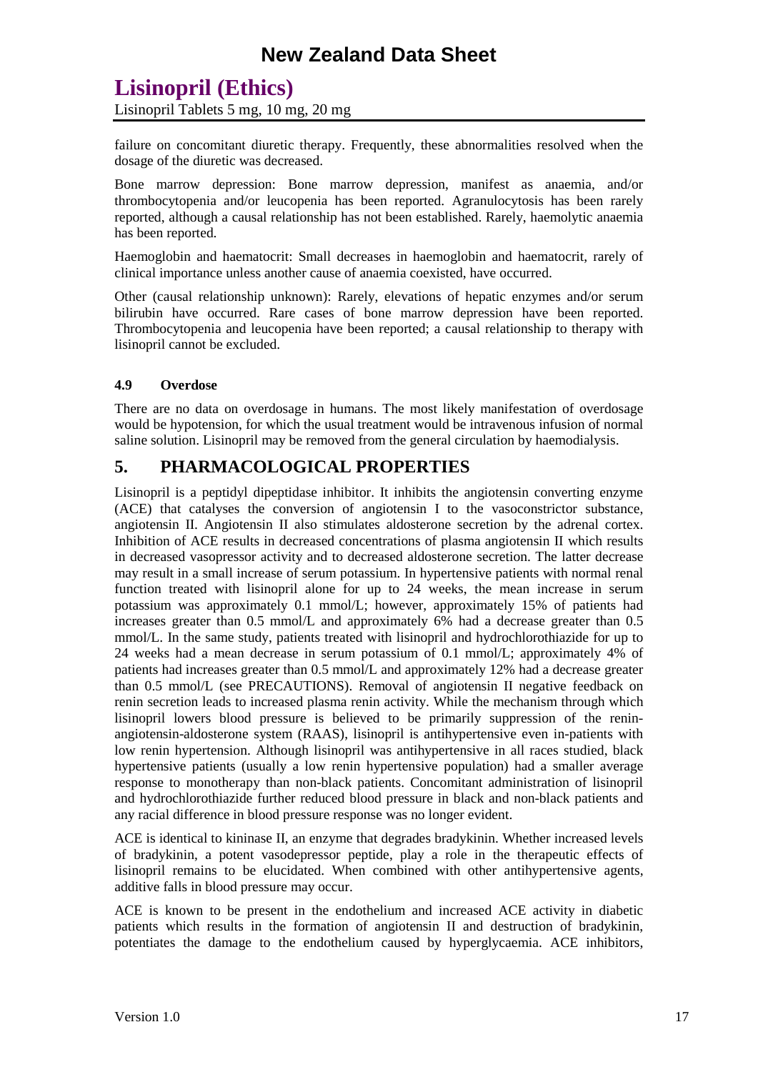failure on concomitant diuretic therapy. Frequently, these abnormalities resolved when the dosage of the diuretic was decreased.

Bone marrow depression: Bone marrow depression, manifest as anaemia, and/or thrombocytopenia and/or leucopenia has been reported. Agranulocytosis has been rarely reported, although a causal relationship has not been established. Rarely, haemolytic anaemia has been reported.

Haemoglobin and haematocrit: Small decreases in haemoglobin and haematocrit, rarely of clinical importance unless another cause of anaemia coexisted, have occurred.

Other (causal relationship unknown): Rarely, elevations of hepatic enzymes and/or serum bilirubin have occurred. Rare cases of bone marrow depression have been reported. Thrombocytopenia and leucopenia have been reported; a causal relationship to therapy with lisinopril cannot be excluded.

### 4.9 Overdose

There are no data on overdosage in humans. The most likely manifestation of overdosage would be hypotension, for which the usual treatment would be intravenous infusion of normal saline solution. Lisinopril may be removed from the general circulation by haemodialysis.

## 5. PHARMACOLOGICAL PROPERTIES

Lisinopril is a peptidyl dipeptidase inhibitor. It inhibits the angiotensin converting enzyme (ACE) that catalyses the conversion of angiotensin I to the vasoconstrictor substance, angiotensin II. Angiotensin II also stimulates aldosterone secretion by the adrenal cortex. Inhibition of ACE results in decreased concentrations of plasma angiotensin II which results in decreased vasopressor activity and to decreased aldosterone secretion. The latter decrease may result in a small increase of serum potassium. In hypertensive patients with normal renal function treated with lisinopril alone for up to 24 weeks, the mean increase in serum potassium was approximately 0.1 mmol/L; however, approximately 15% of patients had increases greater than 0.5 mmol/L and approximately 6% had a decrease greater than 0.5 mmol/L. In the same study, patients treated with lisinopril and hydrochlorothiazide for up to 24 weeks had a mean decrease in serum potassium of 0.1 mmol/L; approximately 4% of patients had increases greater than 0.5 mmol/L and approximately 12% had a decrease greater than 0.5 mmol/L (see PRECAUTIONS). Removal of angiotensin II negative feedback on renin secretion leads to increased plasma renin activity. While the mechanism through which lisinopril lowers blood pressure is believed to be primarily suppression of the renin-angiotensin-aldosterone system (RAAS), lisinopril is antihypertensive even in-patients with low renin hypertension. Although lisinopril was antihypertensive in all races studied, black hypertensive patients (usually a low renin hypertensive population) had a smaller average response to monotherapy than non-black patients. Concomitant administration of lisinopril and hydrochlorothiazide further reduced blood pressure in black and non-black patients and any racial difference in blood pressure response was no longer evident.

ACE is identical to kininase II, an enzyme that degrades bradykinin. Whether increased levels of bradykinin, a potent vasodepressor peptide, play a role in the therapeutic effects of lisinopril remains to be elucidated. When combined with other antihypertensive agents, additive falls in blood pressure may occur.

ACE is known to be present in the endothelium and increased ACE activity in diabetic patients which results in the formation of angiotensin II and destruction of bradykinin, potentiates the damage to the endothelium caused by hyperglycaemia. ACE inhibitors,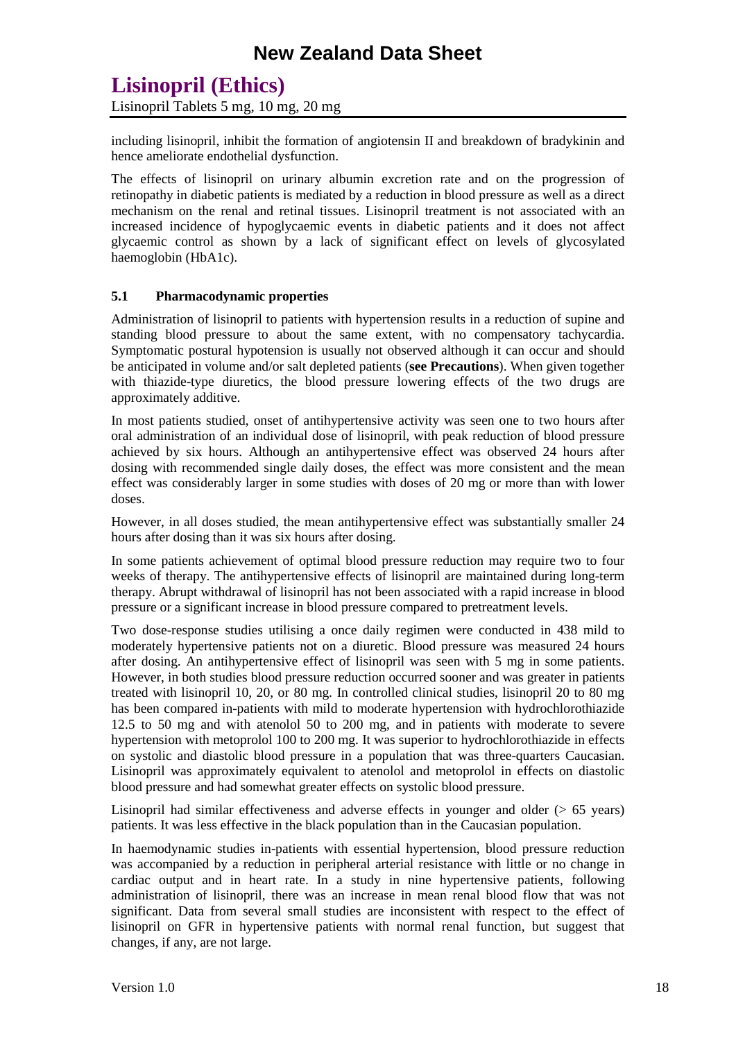including lisinopril, inhibit the formation of angiotensin II and breakdown of bradykinin and hence ameliorate endothelial dysfunction.

The effects of lisinopril on urinary albumin excretion rate and on the progression of retinopathy in diabetic patients is mediated by a reduction in blood pressure as well as a direct mechanism on the renal and retinal tissues. Lisinopril treatment is not associated with an increased incidence of hypoglycaemic events in diabetic patients and it does not affect glycaemic control as shown by a lack of significant effect on levels of glycosylated haemoglobin (HbA1c).

### 5.1 Pharmacodynamic properties

Administration of lisinopril to patients with hypertension results in a reduction of supine and standing blood pressure to about the same extent, with no compensatory tachycardia. Symptomatic postural hypotension is usually not observed although it can occur and should be anticipated in volume and/or salt depleted patients (**see Precautions**). When given together with thiazide-type diuretics, the blood pressure lowering effects of the two drugs are approximately additive.

In most patients studied, onset of antihypertensive activity was seen one to two hours after oral administration of an individual dose of lisinopril, with peak reduction of blood pressure achieved by six hours. Although an antihypertensive effect was observed 24 hours after dosing with recommended single daily doses, the effect was more consistent and the mean effect was considerably larger in some studies with doses of 20 mg or more than with lower doses.

However, in all doses studied, the mean antihypertensive effect was substantially smaller 24 hours after dosing than it was six hours after dosing.

In some patients achievement of optimal blood pressure reduction may require two to four weeks of therapy. The antihypertensive effects of lisinopril are maintained during long-term therapy. Abrupt withdrawal of lisinopril has not been associated with a rapid increase in blood pressure or a significant increase in blood pressure compared to pretreatment levels.

Two dose-response studies utilising a once daily regimen were conducted in 438 mild to moderately hypertensive patients not on a diuretic. Blood pressure was measured 24 hours after dosing. An antihypertensive effect of lisinopril was seen with 5 mg in some patients. However, in both studies blood pressure reduction occurred sooner and was greater in patients treated with lisinopril 10, 20, or 80 mg. In controlled clinical studies, lisinopril 20 to 80 mg has been compared in-patients with mild to moderate hypertension with hydrochlorothiazide 12.5 to 50 mg and with atenolol 50 to 200 mg, and in patients with moderate to severe hypertension with metoprolol 100 to 200 mg. It was superior to hydrochlorothiazide in effects on systolic and diastolic blood pressure in a population that was three-quarters Caucasian. Lisinopril was approximately equivalent to atenolol and metoprolol in effects on diastolic blood pressure and had somewhat greater effects on systolic blood pressure.

Lisinopril had similar effectiveness and adverse effects in younger and older (> 65 years) patients. It was less effective in the black population than in the Caucasian population.

In haemodynamic studies in-patients with essential hypertension, blood pressure reduction was accompanied by a reduction in peripheral arterial resistance with little or no change in cardiac output and in heart rate. In a study in nine hypertensive patients, following administration of lisinopril, there was an increase in mean renal blood flow that was not significant. Data from several small studies are inconsistent with respect to the effect of lisinopril on GFR in hypertensive patients with normal renal function, but suggest that changes, if any, are not large.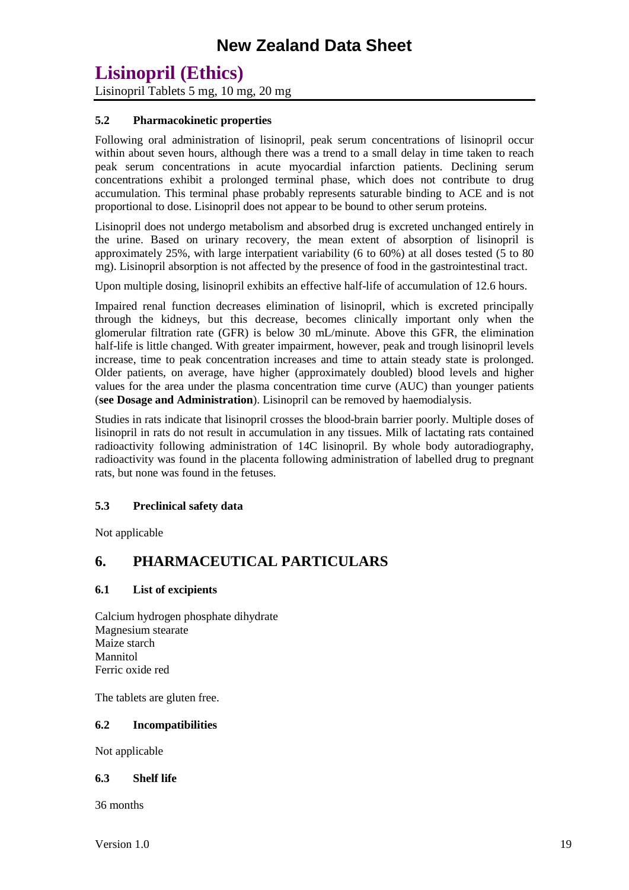### 5.2 Pharmacokinetic properties

Following oral administration of lisinopril, peak serum concentrations of lisinopril occur within about seven hours, although there was a trend to a small delay in time taken to reach peak serum concentrations in acute myocardial infarction patients. Declining serum concentrations exhibit a prolonged terminal phase, which does not contribute to drug accumulation. This terminal phase probably represents saturable binding to ACE and is not proportional to dose. Lisinopril does not appear to be bound to other serum proteins.

Lisinopril does not undergo metabolism and absorbed drug is excreted unchanged entirely in the urine. Based on urinary recovery, the mean extent of absorption of lisinopril is approximately 25%, with large interpatient variability (6 to 60%) at all doses tested (5 to 80 mg). Lisinopril absorption is not affected by the presence of food in the gastrointestinal tract.

Upon multiple dosing, lisinopril exhibits an effective half-life of accumulation of 12.6 hours.

Impaired renal function decreases elimination of lisinopril, which is excreted principally through the kidneys, but this decrease, becomes clinically important only when the glomerular filtration rate (GFR) is below 30 mL/minute. Above this GFR, the elimination half-life is little changed. With greater impairment, however, peak and trough lisinopril levels increase, time to peak concentration increases and time to attain steady state is prolonged. Older patients, on average, have higher (approximately doubled) blood levels and higher values for the area under the plasma concentration time curve (AUC) than younger patients (**see Dosage and Administration**). Lisinopril can be removed by haemodialysis.

Studies in rats indicate that lisinopril crosses the blood-brain barrier poorly. Multiple doses of lisinopril in rats do not result in accumulation in any tissues. Milk of lactating rats contained radioactivity following administration of 14C lisinopril. By whole body autoradiography, radioactivity was found in the placenta following administration of labelled drug to pregnant rats, but none was found in the fetuses.

### 5.3 Preclinical safety data

Not applicable

## 6. PHARMACEUTICAL PARTICULARS

### 6.1 List of excipients

Calcium hydrogen phosphate dihydrate
Magnesium stearate
Maize starch
Mannitol
Ferric oxide red

The tablets are gluten free.

### 6.2 Incompatibilities

Not applicable

### 6.3 Shelf life

36 months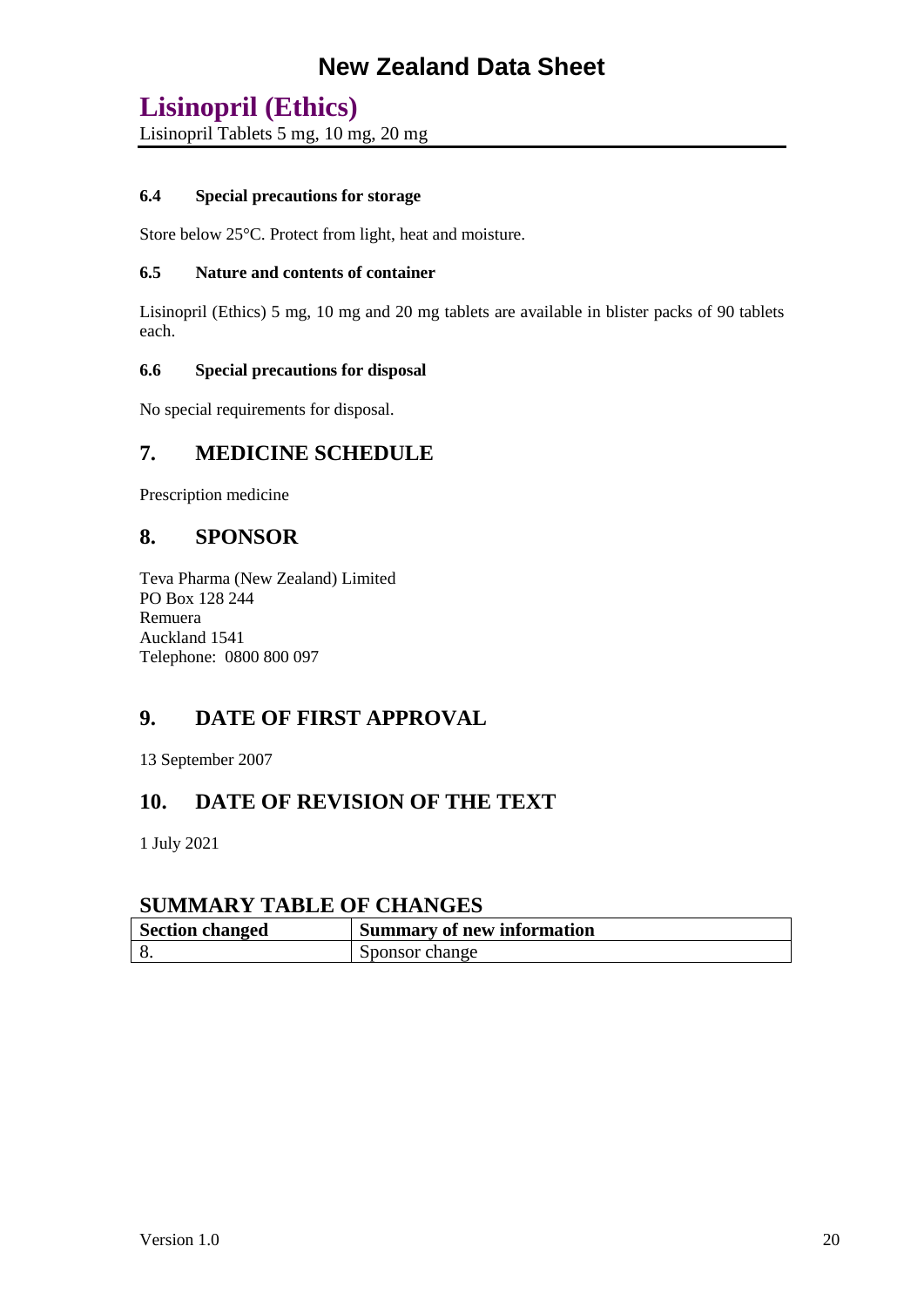### 6.4 Special precautions for storage

Store below 25°C. Protect from light, heat and moisture.

### 6.5 Nature and contents of container

Lisinopril (Ethics) 5 mg, 10 mg and 20 mg tablets are available in blister packs of 90 tablets each.

### 6.6 Special precautions for disposal

No special requirements for disposal.

## 7. MEDICINE SCHEDULE

Prescription medicine

## 8. SPONSOR

Teva Pharma (New Zealand) Limited
PO Box 128 244
Remuera
Auckland 1541
Telephone: 0800 800 097

## 9. DATE OF FIRST APPROVAL

13 September 2007

## 10. DATE OF REVISION OF THE TEXT

1 July 2021

## SUMMARY TABLE OF CHANGES

| Section changed | Summary of new information |
|---|---|
| 8. | Sponsor change |